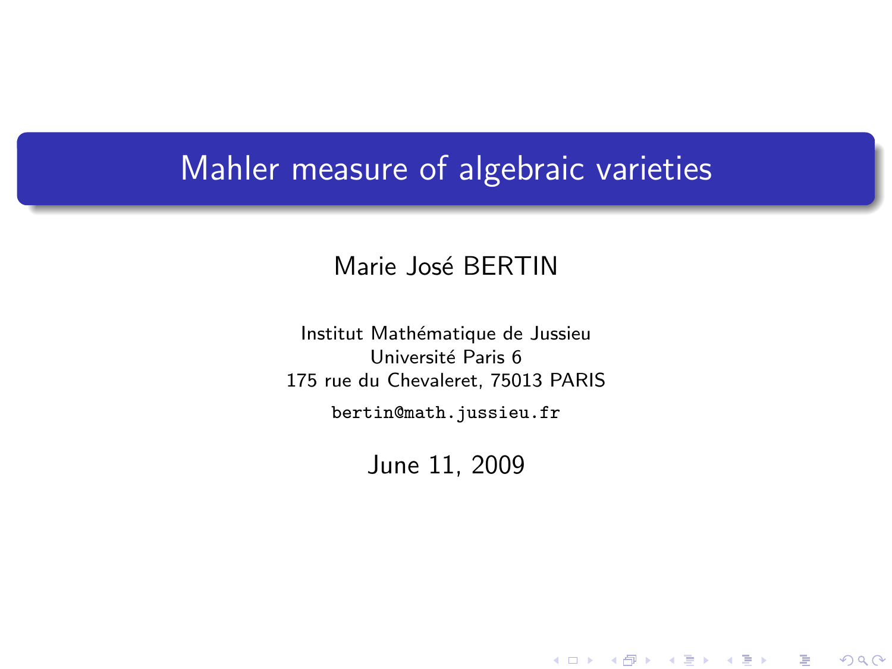# Mahler measure of algebraic varieties

Marie José BERTIN

Institut Mathématique de Jussieu
Université Paris 6
175 rue du Chevaleret, 75013 PARIS

bertin@math.jussieu.fr

June 11, 2009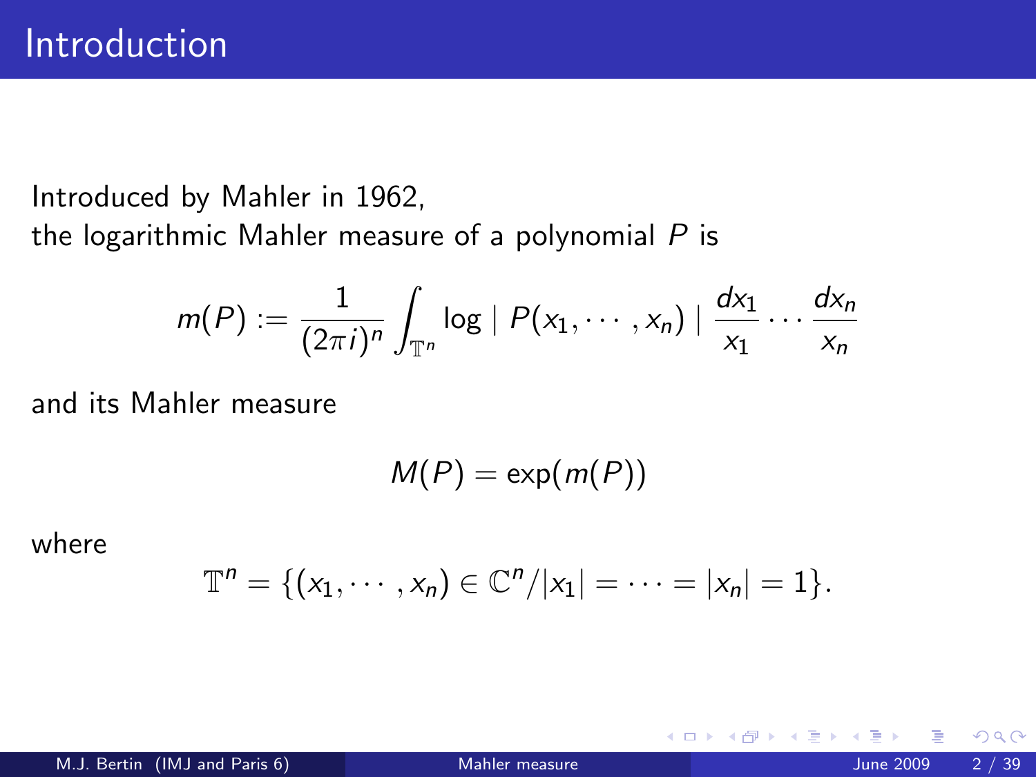# Introduction

Introduced by Mahler in 1962,
the logarithmic Mahler measure of a polynomial $P$ is

$$m(P) := \frac{1}{(2\pi i)^n} \int_{\mathbb{T}^n} \log \mid P(x_1, \cdots, x_n) \mid \frac{dx_1}{x_1} \cdots \frac{dx_n}{x_n}$$

and its Mahler measure

$$M(P) = \exp(m(P))$$

where

$$\mathbb{T}^n = \{(x_1, \cdots, x_n) \in \mathbb{C}^n / |x_1| = \cdots = |x_n| = 1\}.$$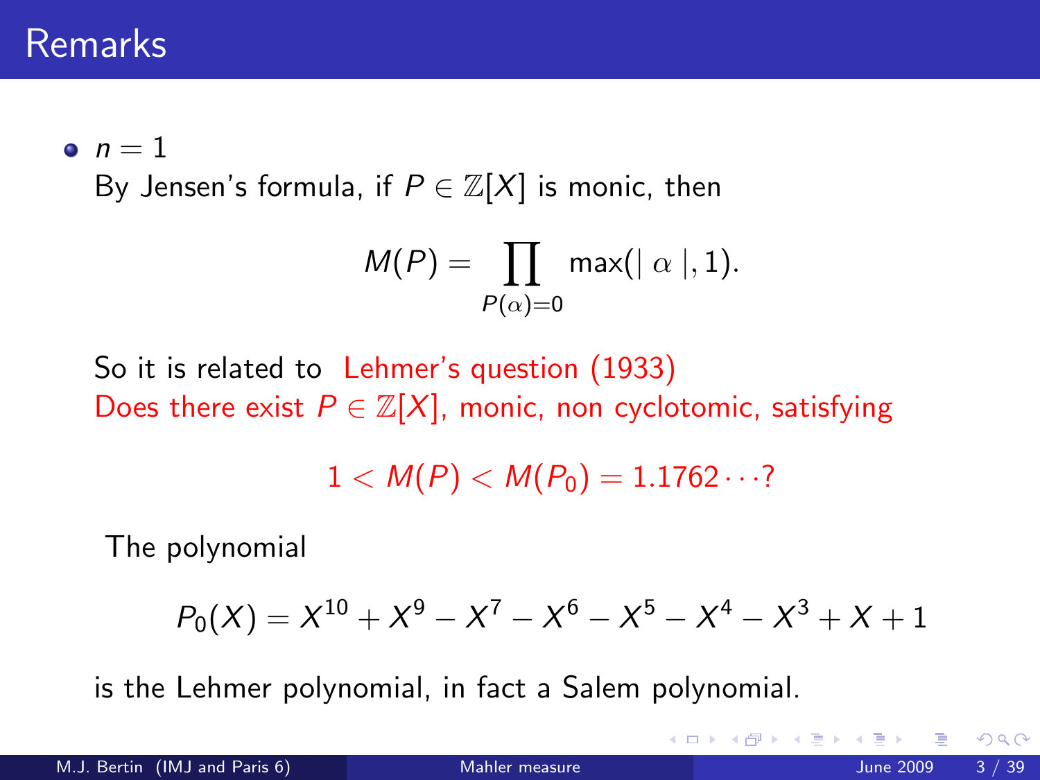# Remarks

- $n = 1$

  By Jensen's formula, if $P \in \mathbb{Z}[X]$ is monic, then

  $$M(P) = \prod_{P(\alpha)=0} \max(\mid \alpha \mid, 1).$$

  So it is related to Lehmer's question (1933)
  Does there exist $P \in \mathbb{Z}[X]$, monic, non cyclotomic, satisfying

  $$1 < M(P) < M(P_0) = 1.1762\cdots?$$

  The polynomial

  $$P_0(X) = X^{10} + X^9 - X^7 - X^6 - X^5 - X^4 - X^3 + X + 1$$

  is the Lehmer polynomial, in fact a Salem polynomial.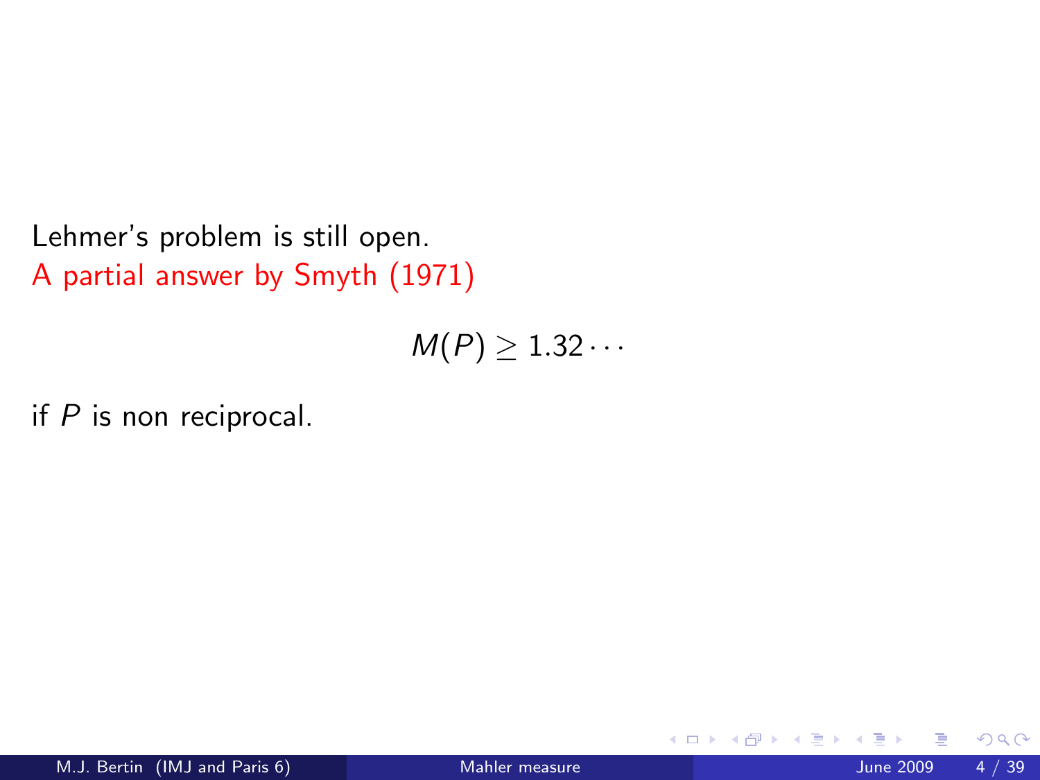Lehmer's problem is still open.
A partial answer by Smyth (1971)

$$M(P) \geq 1.32\cdots$$

if $P$ is non reciprocal.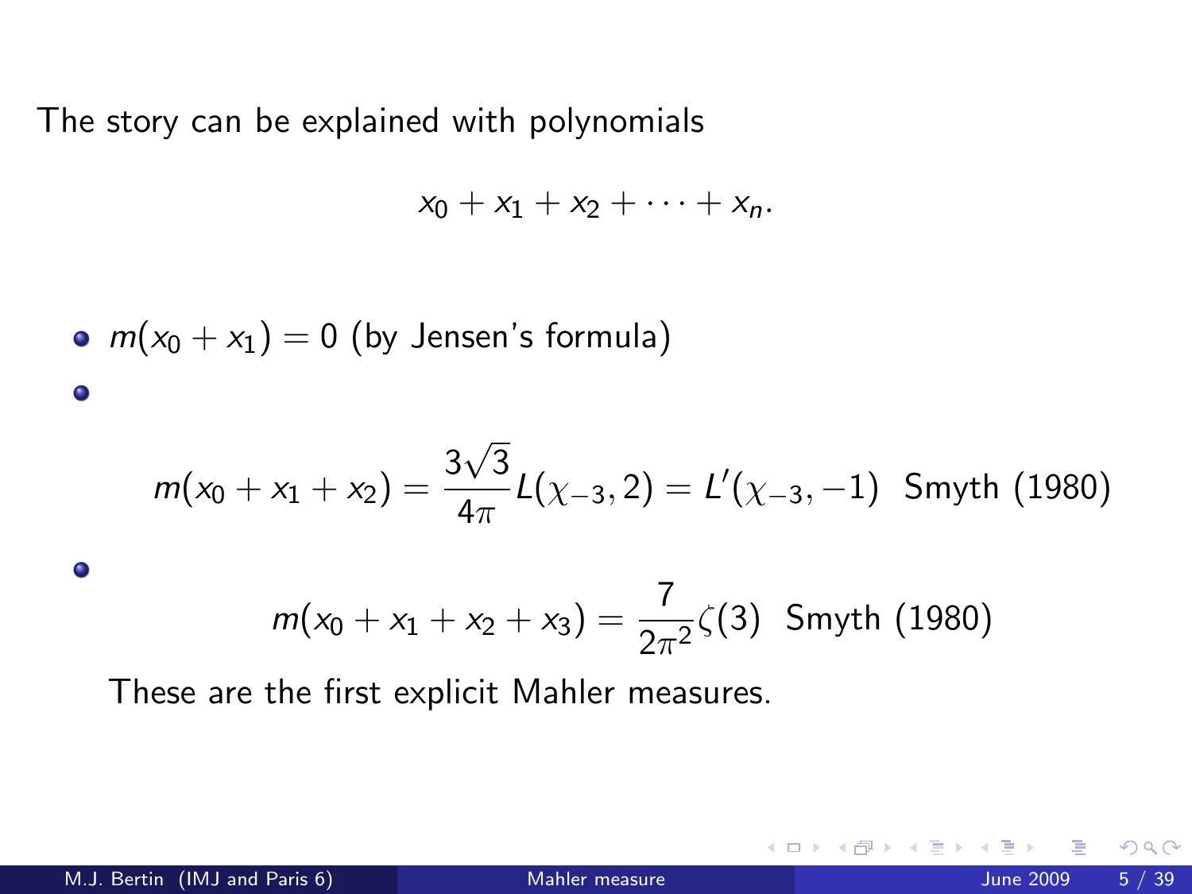The story can be explained with polynomials

$$x_0 + x_1 + x_2 + \cdots + x_n.$$

- $m(x_0 + x_1) = 0$ (by Jensen's formula)
- $$m(x_0 + x_1 + x_2) = \frac{3\sqrt{3}}{4\pi} L(\chi_{-3}, 2) = L'(\chi_{-3}, -1) \text{ Smyth (1980)}$$
- $$m(x_0 + x_1 + x_2 + x_3) = \frac{7}{2\pi^2} \zeta(3) \text{ Smyth (1980)}$$

  These are the first explicit Mahler measures.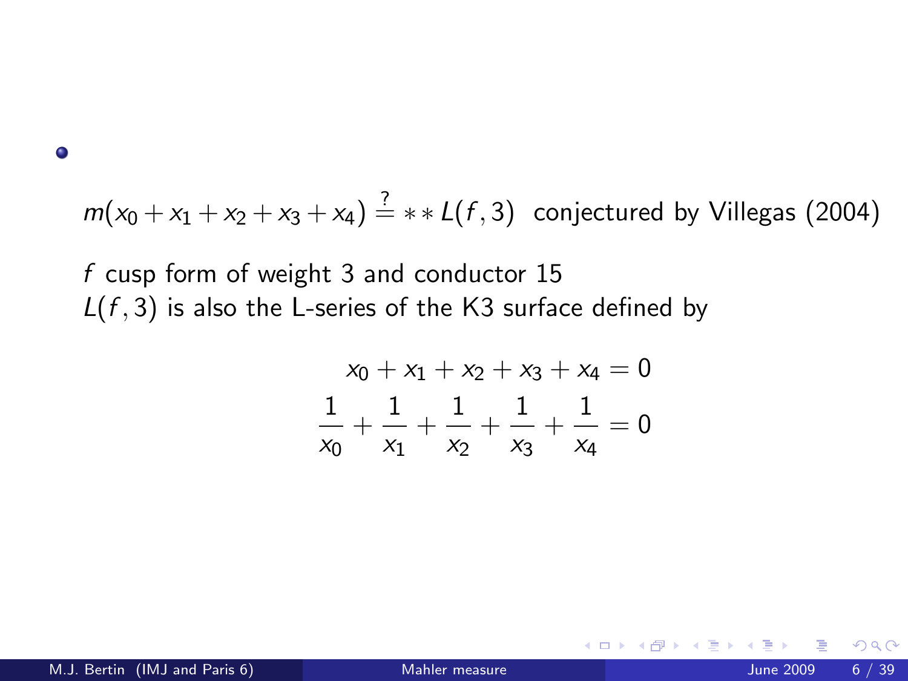- $m(x_0 + x_1 + x_2 + x_3 + x_4) \stackrel{?}{=} **L(f,3)$ conjectured by Villegas (2004)

  $f$ cusp form of weight 3 and conductor 15
  $L(f,3)$ is also the L-series of the K3 surface defined by

$$x_0 + x_1 + x_2 + x_3 + x_4 = 0$$

$$\frac{1}{x_0} + \frac{1}{x_1} + \frac{1}{x_2} + \frac{1}{x_3} + \frac{1}{x_4} = 0$$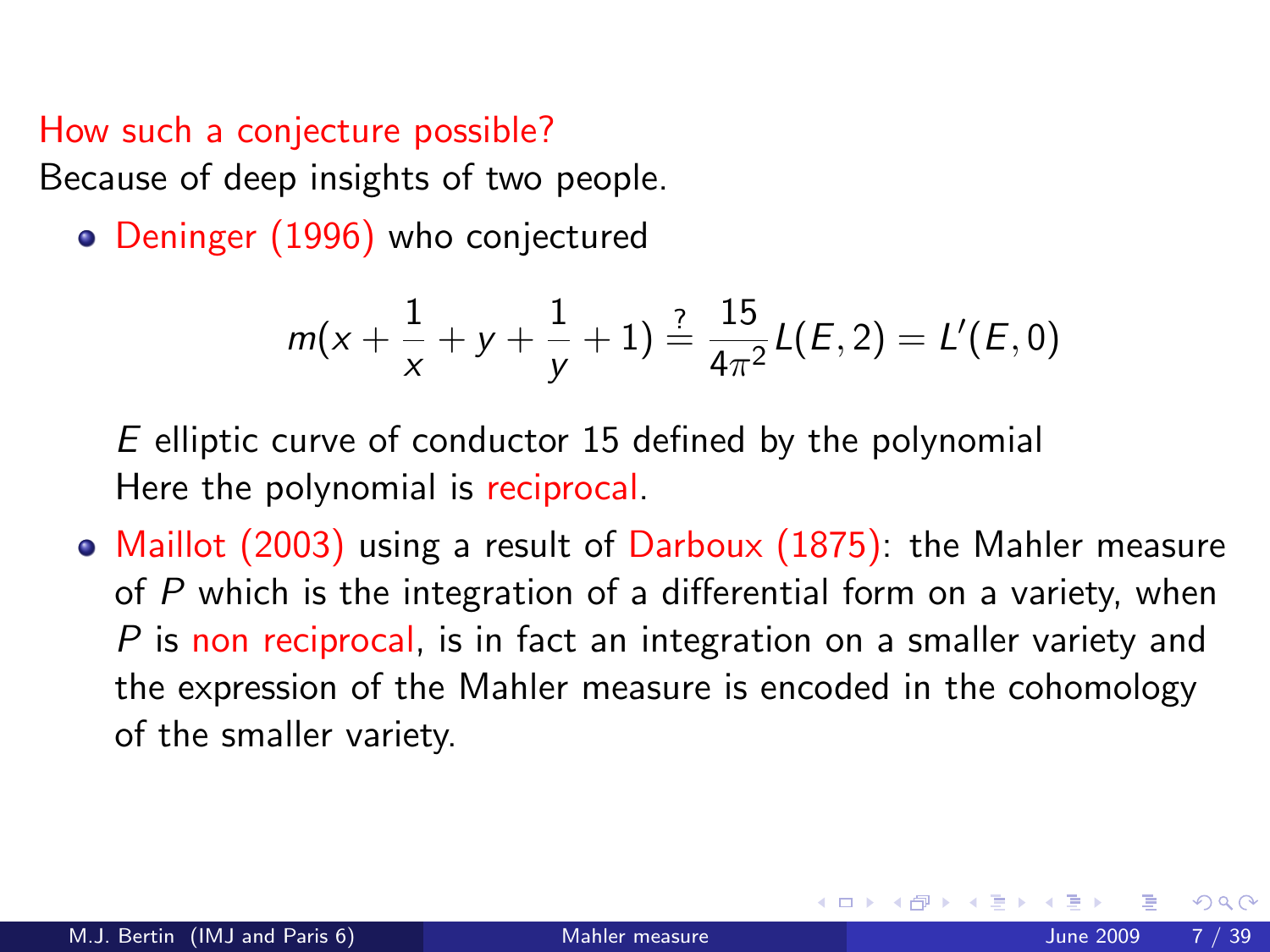How such a conjecture possible?

Because of deep insights of two people.

- Deninger (1996) who conjectured

$$m(x + \frac{1}{x} + y + \frac{1}{y} + 1) \stackrel{?}{=} \frac{15}{4\pi^2} L(E, 2) = L'(E, 0)$$

  $E$ elliptic curve of conductor 15 defined by the polynomial
  Here the polynomial is reciprocal.

- Maillot (2003) using a result of Darboux (1875): the Mahler measure of $P$ which is the integration of a differential form on a variety, when $P$ is non reciprocal, is in fact an integration on a smaller variety and the expression of the Mahler measure is encoded in the cohomology of the smaller variety.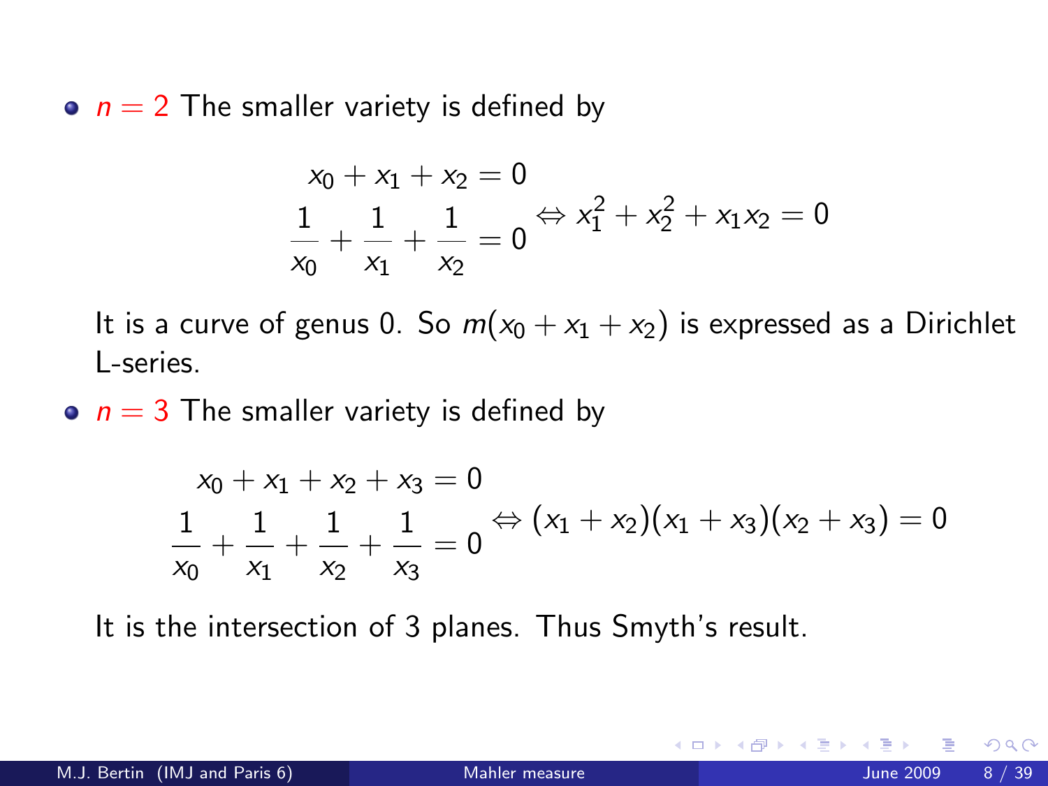- $n = 2$ The smaller variety is defined by

$$
\begin{array}{c} x_0 + x_1 + x_2 = 0 \\ \dfrac{1}{x_0} + \dfrac{1}{x_1} + \dfrac{1}{x_2} = 0 \end{array} \Leftrightarrow x_1^2 + x_2^2 + x_1 x_2 = 0
$$

  It is a curve of genus 0. So $m(x_0 + x_1 + x_2)$ is expressed as a Dirichlet L-series.

- $n = 3$ The smaller variety is defined by

$$
\begin{array}{c} x_0 + x_1 + x_2 + x_3 = 0 \\ \dfrac{1}{x_0} + \dfrac{1}{x_1} + \dfrac{1}{x_2} + \dfrac{1}{x_3} = 0 \end{array} \Leftrightarrow (x_1 + x_2)(x_1 + x_3)(x_2 + x_3) = 0
$$

  It is the intersection of 3 planes. Thus Smyth's result.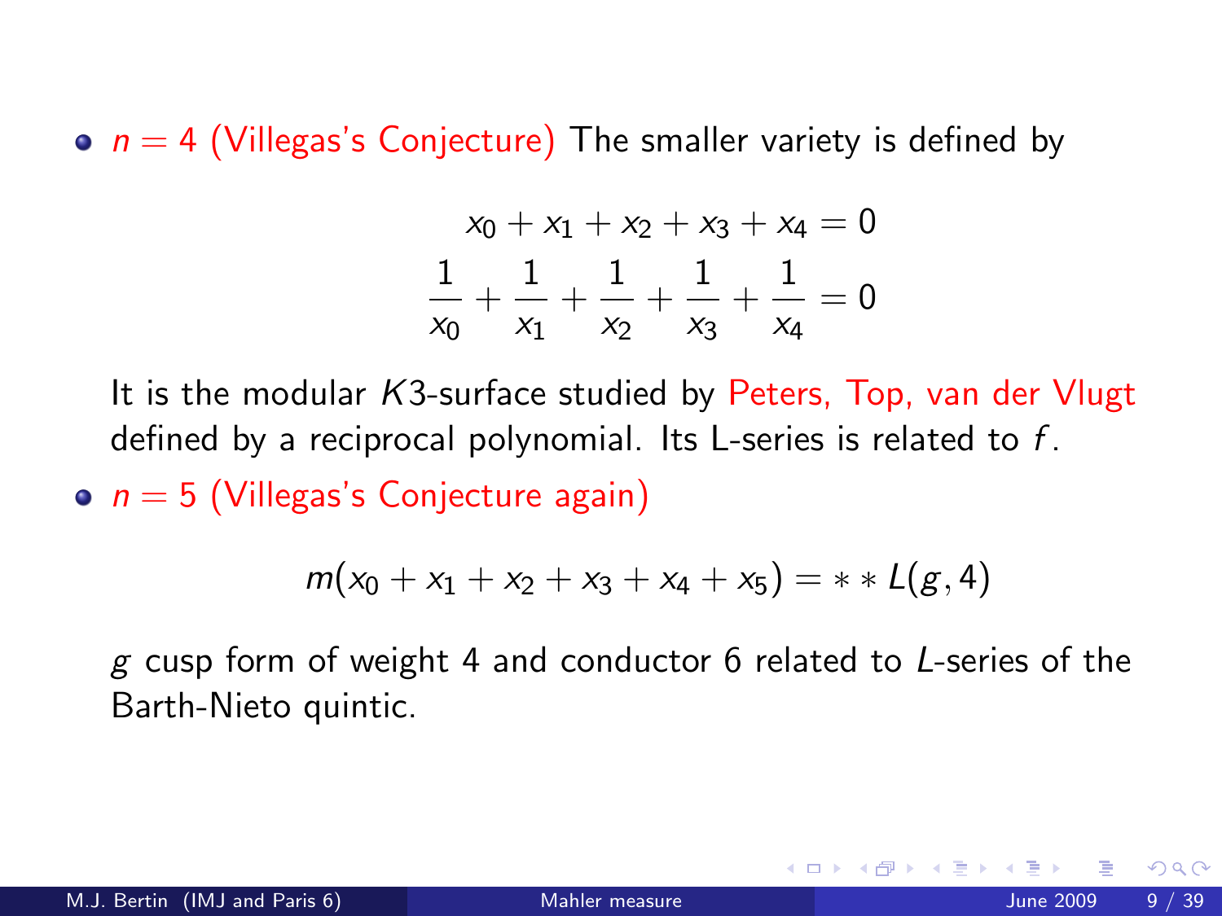- $n = 4$ (Villegas's Conjecture) The smaller variety is defined by

$$x_0 + x_1 + x_2 + x_3 + x_4 = 0$$
$$\frac{1}{x_0} + \frac{1}{x_1} + \frac{1}{x_2} + \frac{1}{x_3} + \frac{1}{x_4} = 0$$

  It is the modular $K3$-surface studied by Peters, Top, van der Vlugt defined by a reciprocal polynomial. Its L-series is related to $f$.

- $n = 5$ (Villegas's Conjecture again)

$$m(x_0 + x_1 + x_2 + x_3 + x_4 + x_5) = **\, L(g, 4)$$

  $g$ cusp form of weight 4 and conductor 6 related to $L$-series of the Barth-Nieto quintic.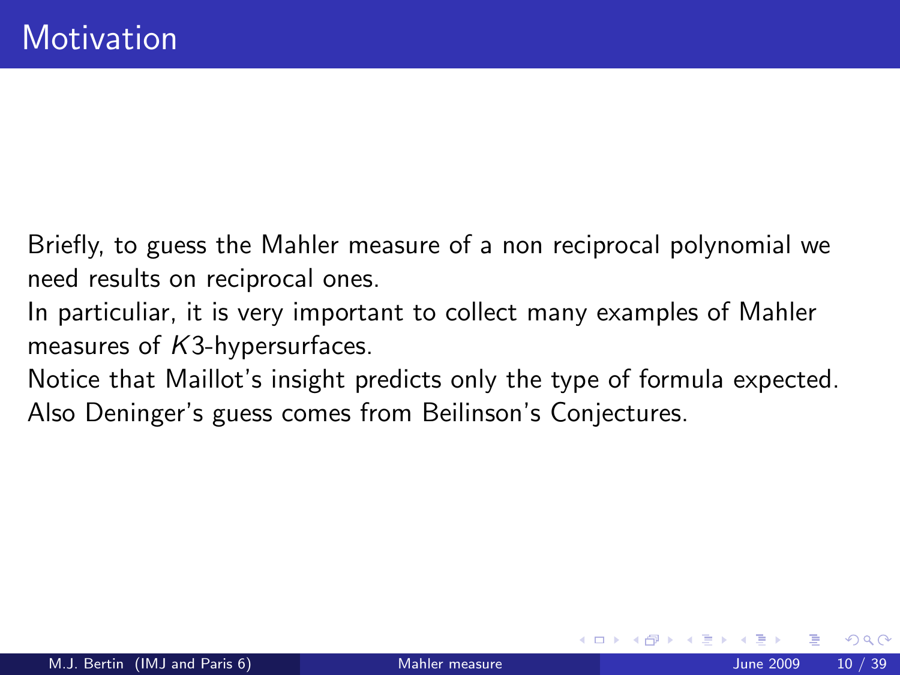# Motivation

Briefly, to guess the Mahler measure of a non reciprocal polynomial we need results on reciprocal ones.
In particuliar, it is very important to collect many examples of Mahler measures of $K3$-hypersurfaces.
Notice that Maillot's insight predicts only the type of formula expected.
Also Deninger's guess comes from Beilinson's Conjectures.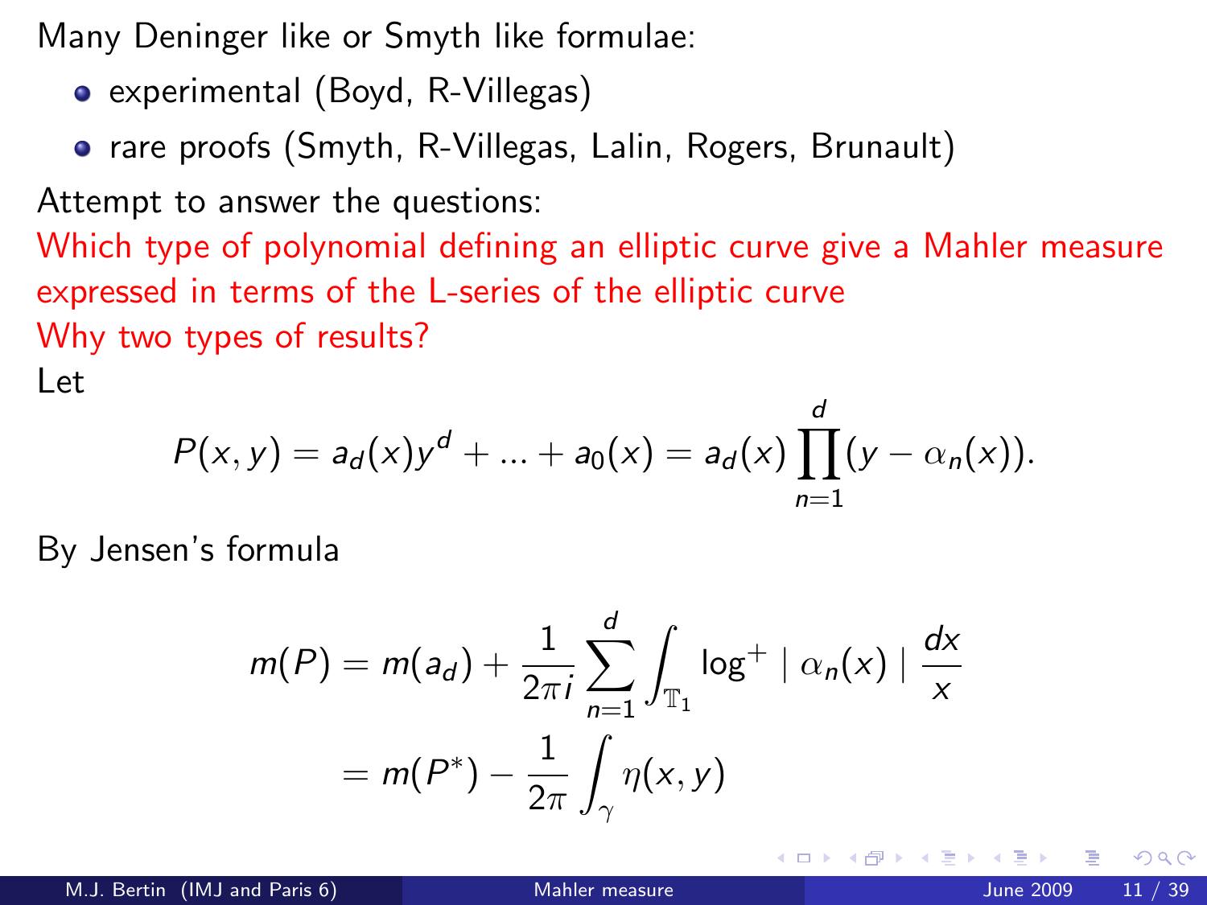Many Deninger like or Smyth like formulae:

- experimental (Boyd, R-Villegas)
- rare proofs (Smyth, R-Villegas, Lalin, Rogers, Brunault)

Attempt to answer the questions:

Which type of polynomial defining an elliptic curve give a Mahler measure expressed in terms of the L-series of the elliptic curve

Why two types of results?

Let

$$P(x,y) = a_d(x)y^d + ... + a_0(x) = a_d(x)\prod_{n=1}^{d}(y - \alpha_n(x)).$$

By Jensen's formula

$$\begin{aligned} m(P) &= m(a_d) + \frac{1}{2\pi i}\sum_{n=1}^{d}\int_{\mathbb{T}_1} \log^+ \mid \alpha_n(x) \mid \frac{dx}{x} \\ &= m(P^*) - \frac{1}{2\pi}\int_{\gamma} \eta(x,y) \end{aligned}$$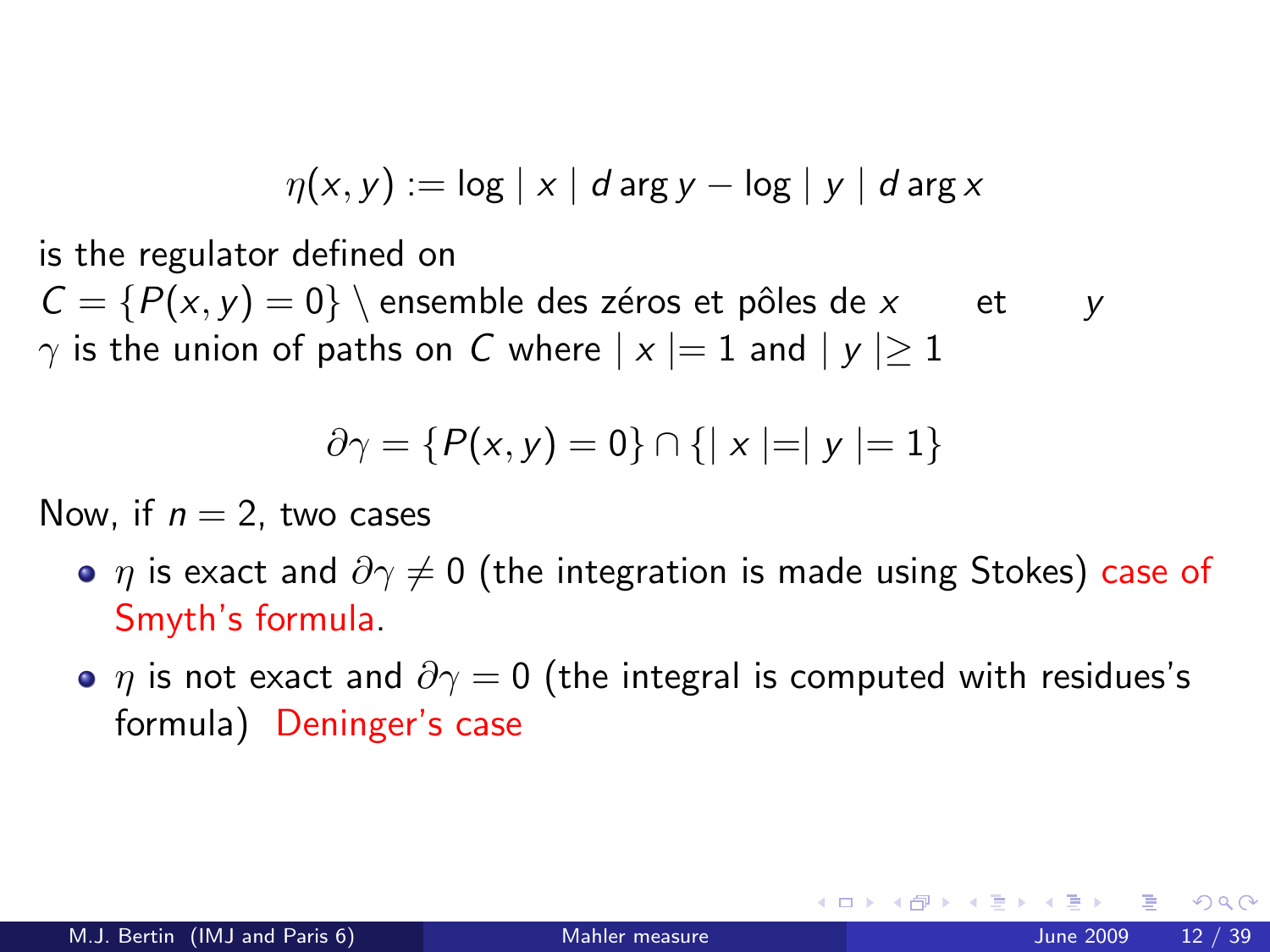$$\eta(x, y) := \log \mid x \mid d \arg y - \log \mid y \mid d \arg x$$

is the regulator defined on

$C = \{P(x, y) = 0\} \setminus$ ensemble des zéros et pôles de $x$ et $y$

$\gamma$ is the union of paths on $C$ where $\mid x \mid= 1$ and $\mid y \mid \geq 1$

$$\partial\gamma = \{P(x, y) = 0\} \cap \{\mid x \mid=\mid y \mid= 1\}$$

Now, if $n = 2$, two cases

- $\eta$ is exact and $\partial\gamma \neq 0$ (the integration is made using Stokes) case of Smyth's formula.
- $\eta$ is not exact and $\partial\gamma = 0$ (the integral is computed with residues's formula) Deninger's case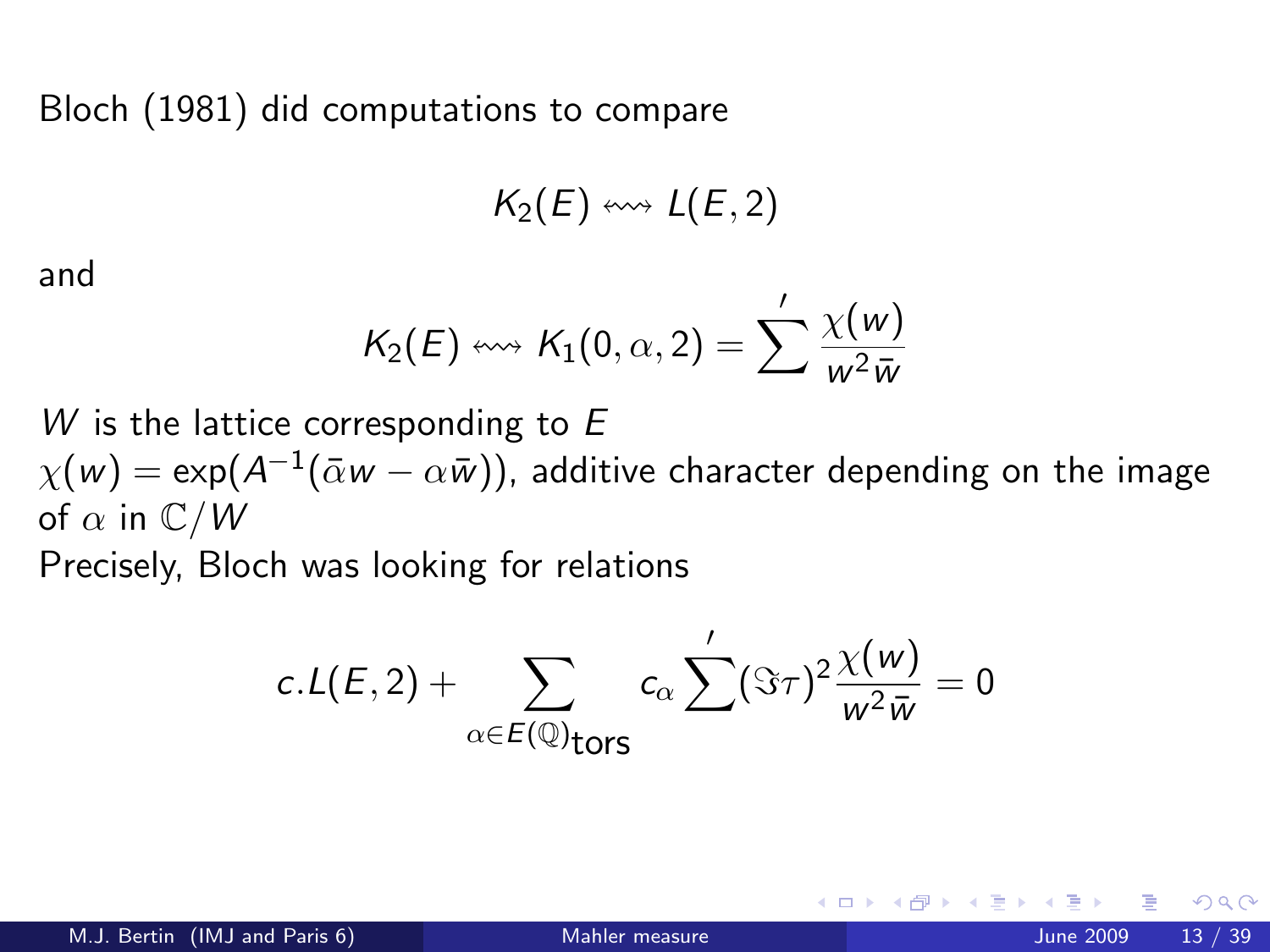Bloch (1981) did computations to compare

$$K_2(E) \leftrightsquigarrow L(E,2)$$

and

$$K_2(E) \leftrightsquigarrow K_1(0,\alpha,2) = \sum{}' \frac{\chi(w)}{w^2 \bar{w}}$$

$W$ is the lattice corresponding to $E$

$\chi(w) = \exp(A^{-1}(\bar{\alpha} w - \alpha \bar{w}))$, additive character depending on the image of $\alpha$ in $\mathbb{C}/W$

Precisely, Bloch was looking for relations

$$c.L(E,2) + \sum_{\alpha \in E(\mathbb{Q})_{\text{tors}}} c_\alpha \sum{}' (\Im\tau)^2 \frac{\chi(w)}{w^2 \bar{w}} = 0$$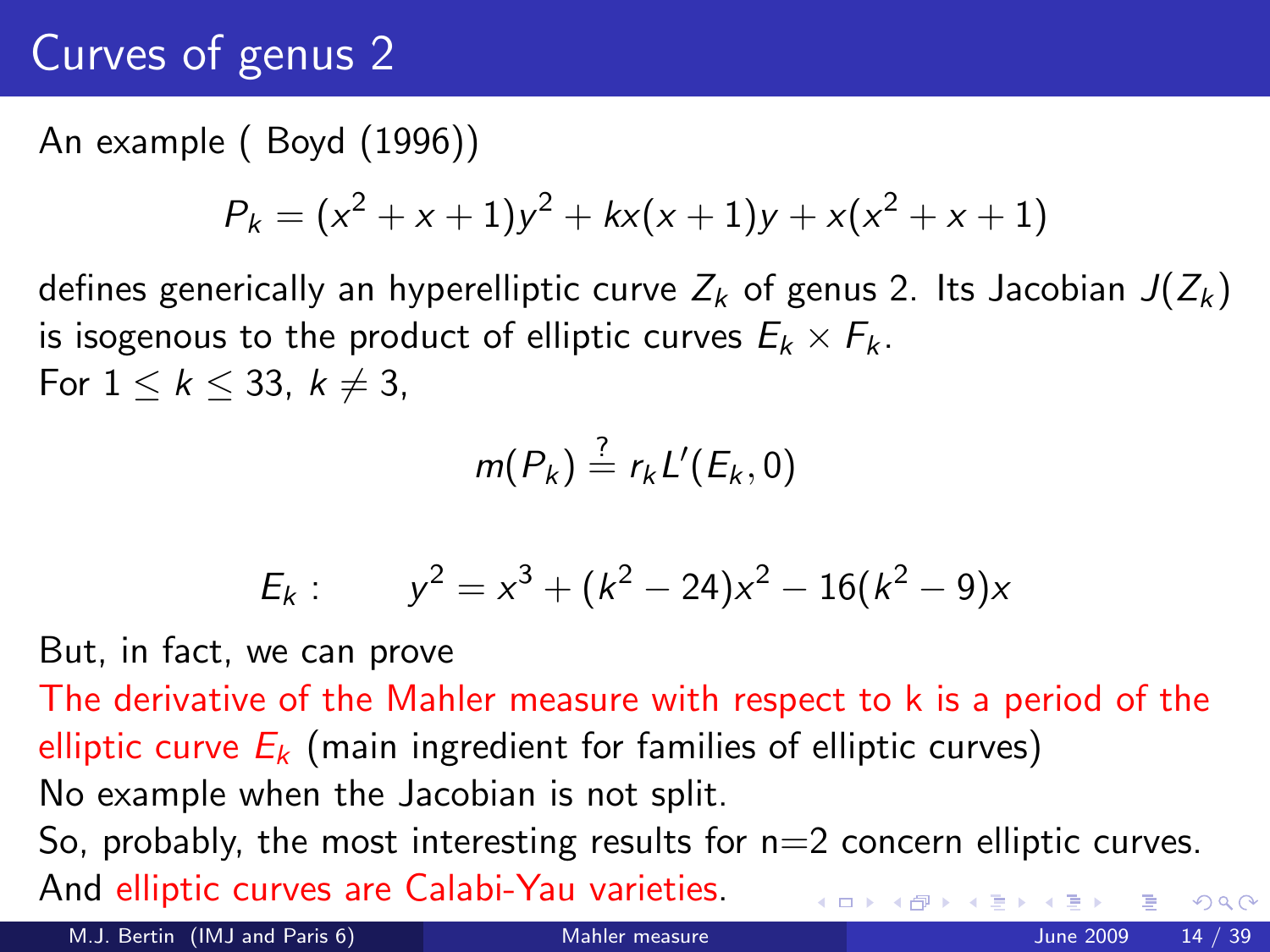# Curves of genus 2

An example ( Boyd (1996))

$$P_k = (x^2 + x + 1)y^2 + kx(x+1)y + x(x^2 + x + 1)$$

defines generically an hyperelliptic curve $Z_k$ of genus 2. Its Jacobian $J(Z_k)$ is isogenous to the product of elliptic curves $E_k \times F_k$.
For $1 \leq k \leq 33$, $k \neq 3$,

$$m(P_k) \stackrel{?}{=} r_k L'(E_k, 0)$$

$$E_k : \qquad y^2 = x^3 + (k^2 - 24)x^2 - 16(k^2 - 9)x$$

But, in fact, we can prove
The derivative of the Mahler measure with respect to k is a period of the elliptic curve $E_k$ (main ingredient for families of elliptic curves)
No example when the Jacobian is not split.
So, probably, the most interesting results for n=2 concern elliptic curves.
And elliptic curves are Calabi-Yau varieties.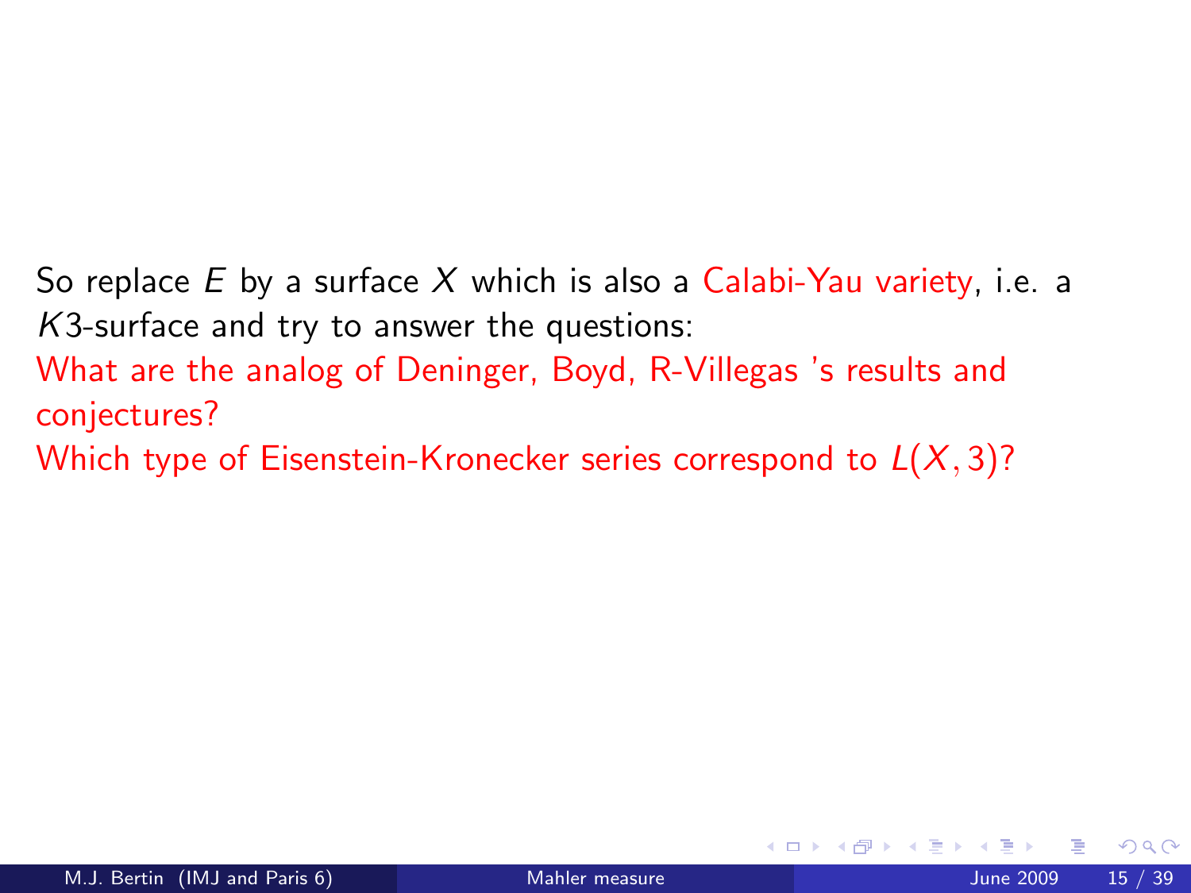So replace $E$ by a surface $X$ which is also a Calabi-Yau variety, i.e. a $K3$-surface and try to answer the questions:

What are the analog of Deninger, Boyd, R-Villegas 's results and conjectures?

Which type of Eisenstein-Kronecker series correspond to $L(X, 3)$?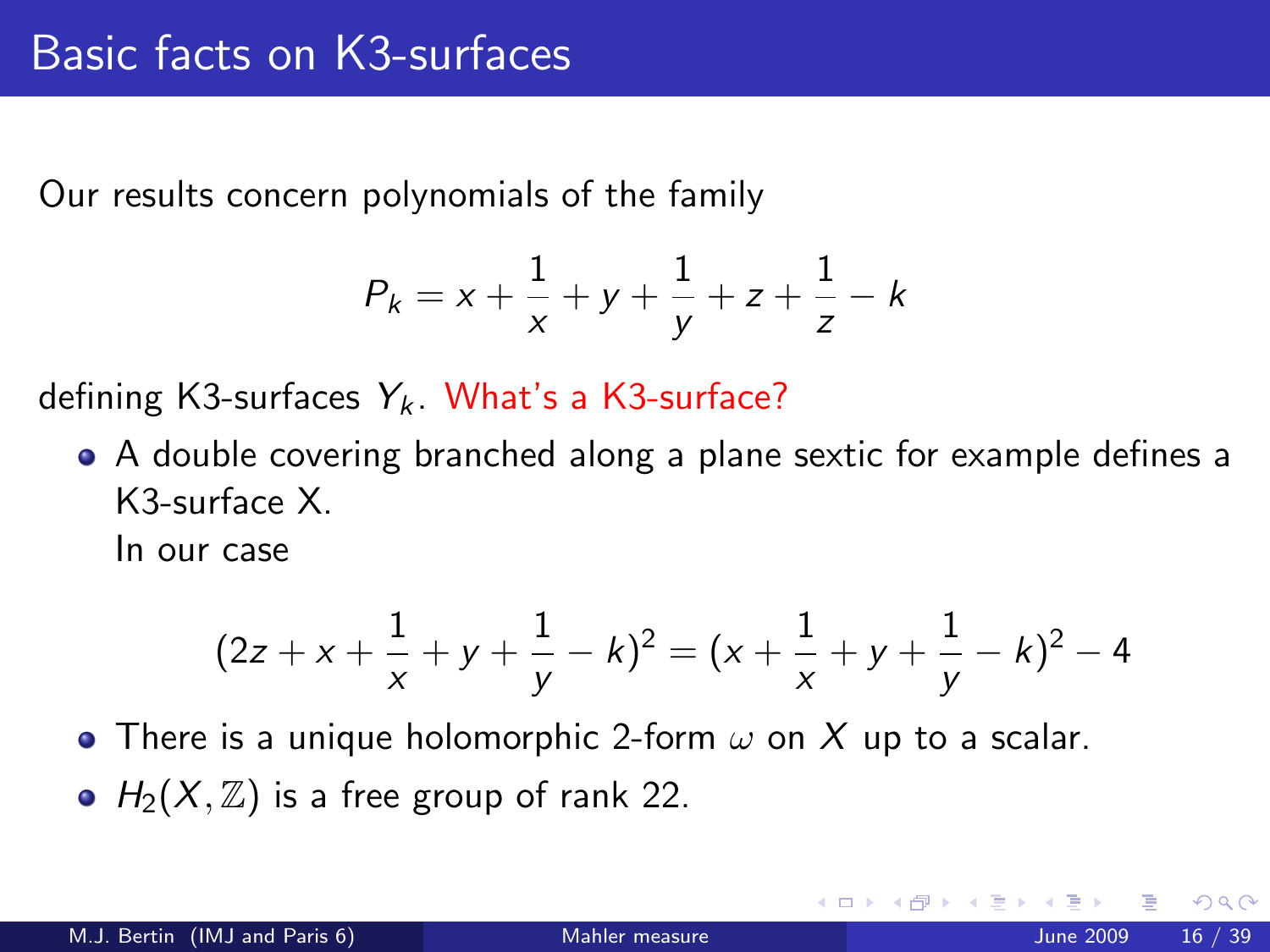# Basic facts on K3-surfaces

Our results concern polynomials of the family

$$P_k = x + \frac{1}{x} + y + \frac{1}{y} + z + \frac{1}{z} - k$$

defining K3-surfaces $Y_k$. What's a K3-surface?

- A double covering branched along a plane sextic for example defines a K3-surface X.

  In our case

$$(2z + x + \frac{1}{x} + y + \frac{1}{y} - k)^2 = (x + \frac{1}{x} + y + \frac{1}{y} - k)^2 - 4$$

- There is a unique holomorphic 2-form $\omega$ on $X$ up to a scalar.
- $H_2(X, \mathbb{Z})$ is a free group of rank 22.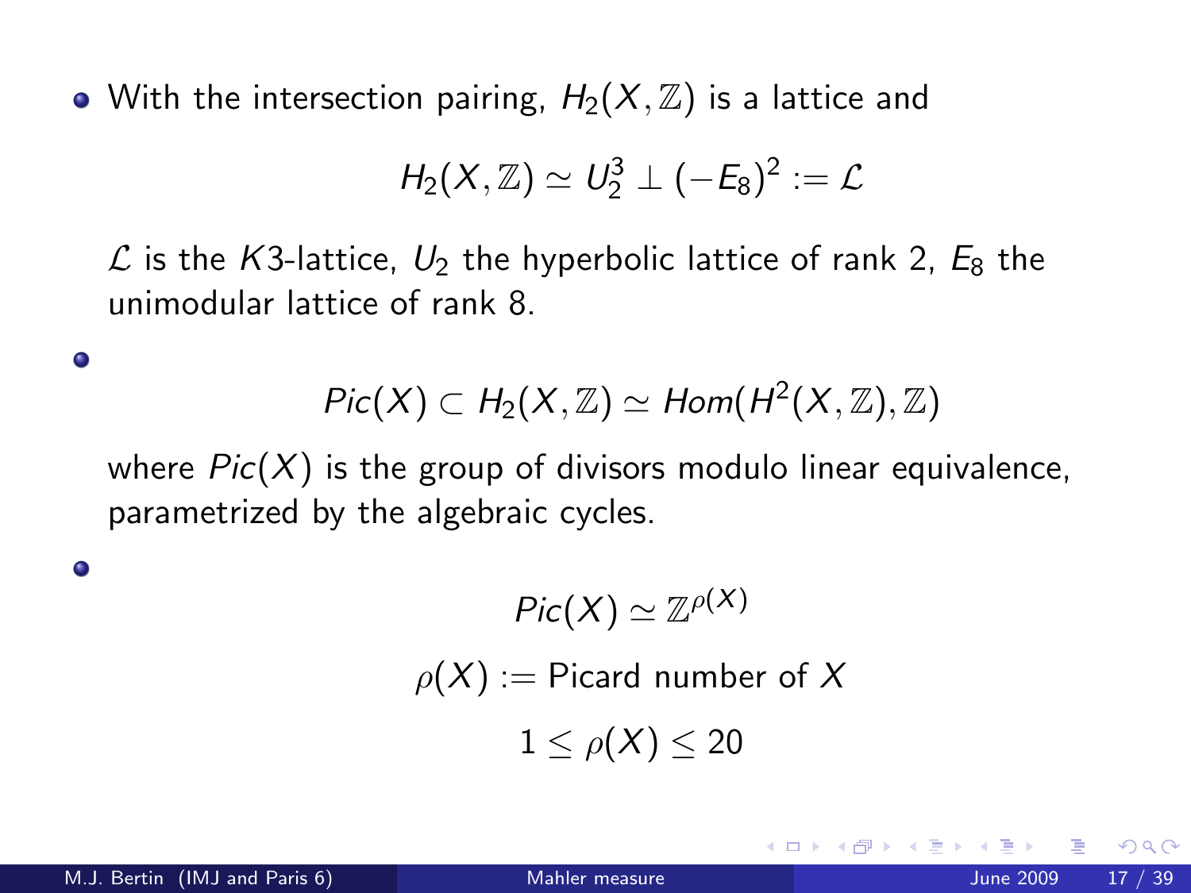- With the intersection pairing, $H_2(X, \mathbb{Z})$ is a lattice and

$$H_2(X, \mathbb{Z}) \simeq U_2^3 \perp (-E_8)^2 := \mathcal{L}$$

  $\mathcal{L}$ is the $K3$-lattice, $U_2$ the hyperbolic lattice of rank 2, $E_8$ the unimodular lattice of rank 8.

- $$Pic(X) \subset H_2(X, \mathbb{Z}) \simeq Hom(H^2(X, \mathbb{Z}), \mathbb{Z})$$

  where $Pic(X)$ is the group of divisors modulo linear equivalence, parametrized by the algebraic cycles.

- $$Pic(X) \simeq \mathbb{Z}^{\rho(X)}$$

$$\rho(X) := \text{Picard number of } X$$

$$1 \leq \rho(X) \leq 20$$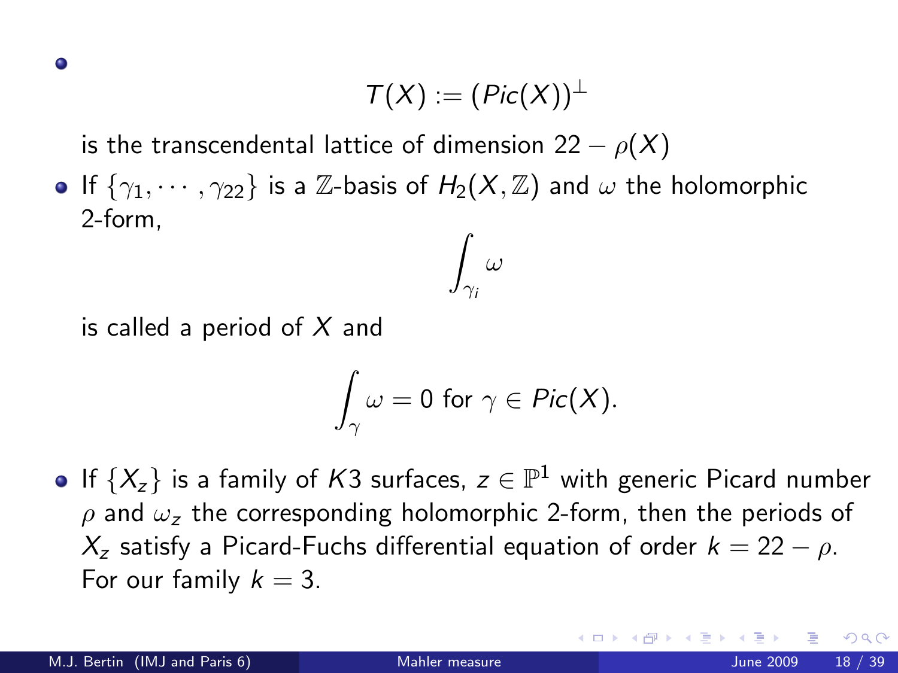- $$T(X) := (Pic(X))^{\perp}$$

  is the transcendental lattice of dimension $22 - \rho(X)$

- If $\{\gamma_1, \cdots, \gamma_{22}\}$ is a $\mathbb{Z}$-basis of $H_2(X, \mathbb{Z})$ and $\omega$ the holomorphic 2-form,

  $$\int_{\gamma_i} \omega$$

  is called a period of $X$ and

  $$\int_{\gamma} \omega = 0 \text{ for } \gamma \in Pic(X).$$

- If $\{X_z\}$ is a family of $K3$ surfaces, $z \in \mathbb{P}^1$ with generic Picard number $\rho$ and $\omega_z$ the corresponding holomorphic 2-form, then the periods of $X_z$ satisfy a Picard-Fuchs differential equation of order $k = 22 - \rho$. For our family $k = 3$.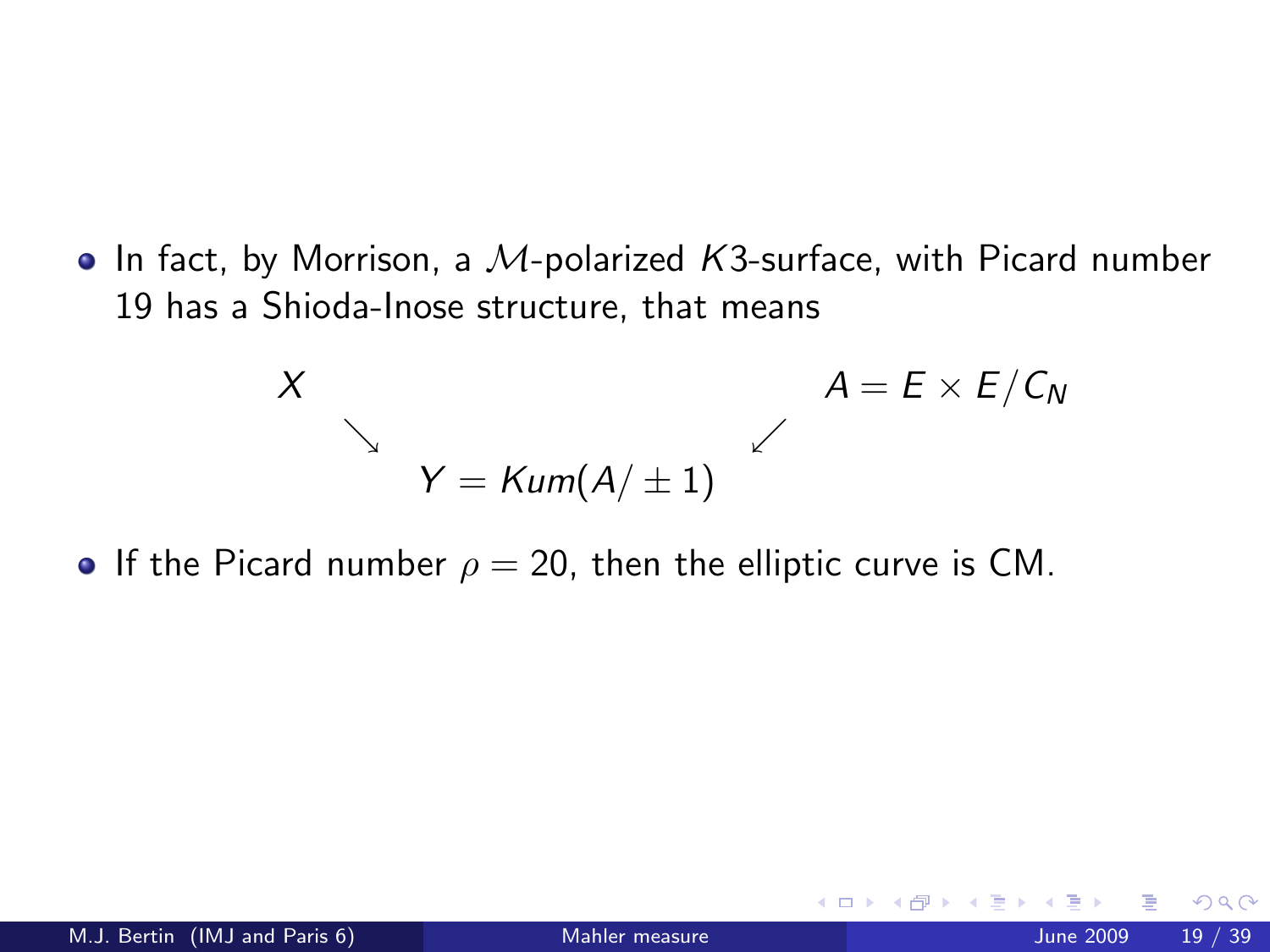- In fact, by Morrison, a $\mathcal{M}$-polarized $K3$-surface, with Picard number 19 has a Shioda-Inose structure, that means

$$
\begin{array}{ccccc}
X & & & & A = E \times E/C_N \\
& \searrow & & \swarrow & \\
& & Y = Kum(A/\pm 1) & &
\end{array}
$$

- If the Picard number $\rho = 20$, then the elliptic curve is CM.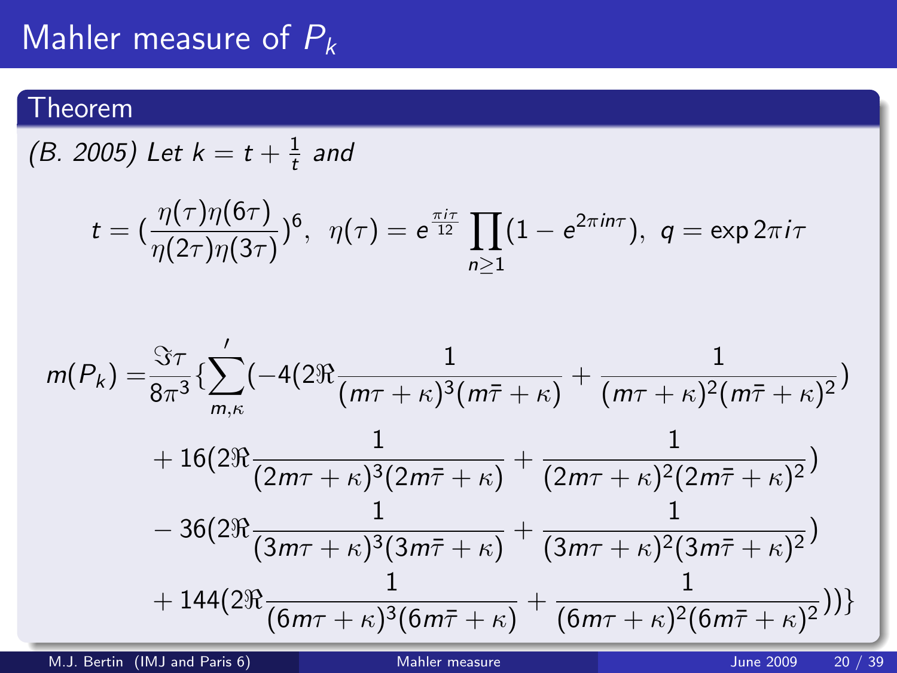# Mahler measure of $P_k$

## Theorem

*(B. 2005) Let* $k = t + \frac{1}{t}$ *and*

$$t = \left(\frac{\eta(\tau)\eta(6\tau)}{\eta(2\tau)\eta(3\tau)}\right)^6, \quad \eta(\tau) = e^{\frac{\pi i \tau}{12}} \prod_{n \geq 1} (1 - e^{2\pi i n \tau}), \quad q = \exp 2\pi i \tau$$

$$\begin{aligned}
m(P_k) = & \frac{\Im\tau}{8\pi^3} \Big\{ \sum_{m,\kappa}{}' \Big( -4 \Big( 2\Re \frac{1}{(m\tau+\kappa)^3 (m\bar{\tau}+\kappa)} + \frac{1}{(m\tau+\kappa)^2 (m\bar{\tau}+\kappa)^2} \Big) \\
& + 16 \Big( 2\Re \frac{1}{(2m\tau+\kappa)^3 (2m\bar{\tau}+\kappa)} + \frac{1}{(2m\tau+\kappa)^2 (2m\bar{\tau}+\kappa)^2} \Big) \\
& - 36 \Big( 2\Re \frac{1}{(3m\tau+\kappa)^3 (3m\bar{\tau}+\kappa)} + \frac{1}{(3m\tau+\kappa)^2 (3m\bar{\tau}+\kappa)^2} \Big) \\
& + 144 \Big( 2\Re \frac{1}{(6m\tau+\kappa)^3 (6m\bar{\tau}+\kappa)} + \frac{1}{(6m\tau+\kappa)^2 (6m\bar{\tau}+\kappa)^2} \Big) \Big) \Big\}
\end{aligned}$$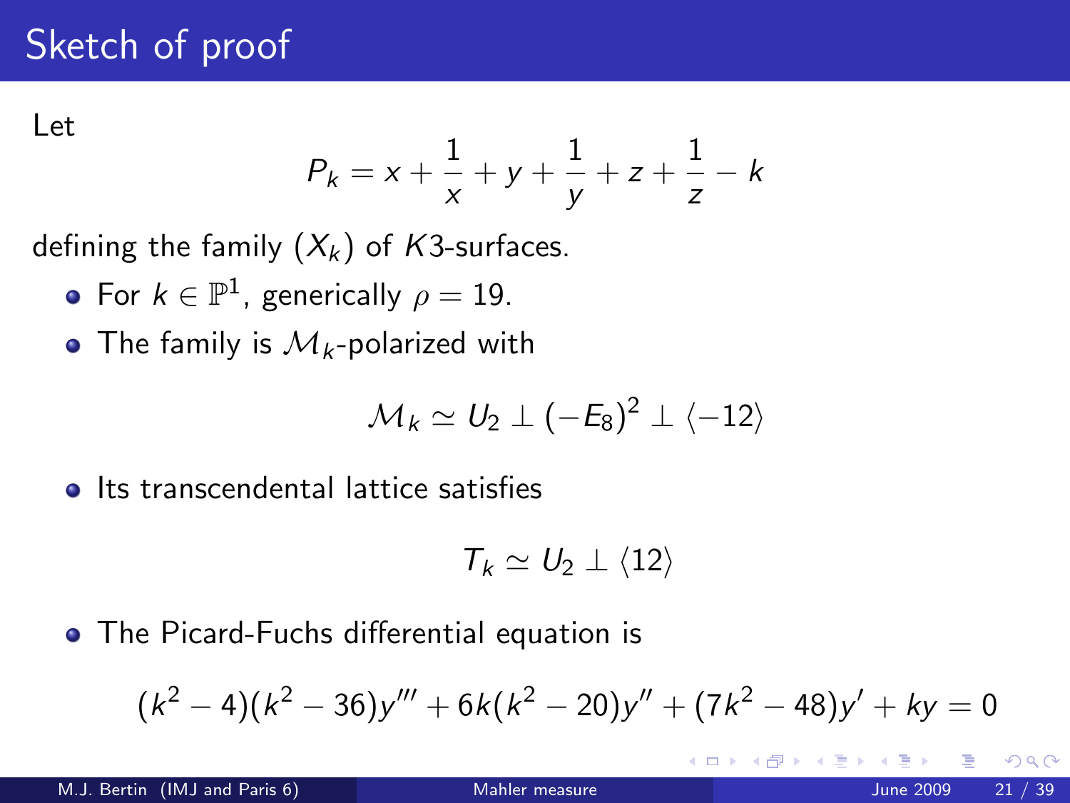# Sketch of proof

Let

$$P_k = x + \frac{1}{x} + y + \frac{1}{y} + z + \frac{1}{z} - k$$

defining the family $(X_k)$ of $K3$-surfaces.

- For $k \in \mathbb{P}^1$, generically $\rho = 19$.
- The family is $\mathcal{M}_k$-polarized with

$$\mathcal{M}_k \simeq U_2 \perp (-E_8)^2 \perp \langle -12 \rangle$$

- Its transcendental lattice satisfies

$$T_k \simeq U_2 \perp \langle 12 \rangle$$

- The Picard-Fuchs differential equation is

$$(k^2 - 4)(k^2 - 36)y''' + 6k(k^2 - 20)y'' + (7k^2 - 48)y' + ky = 0$$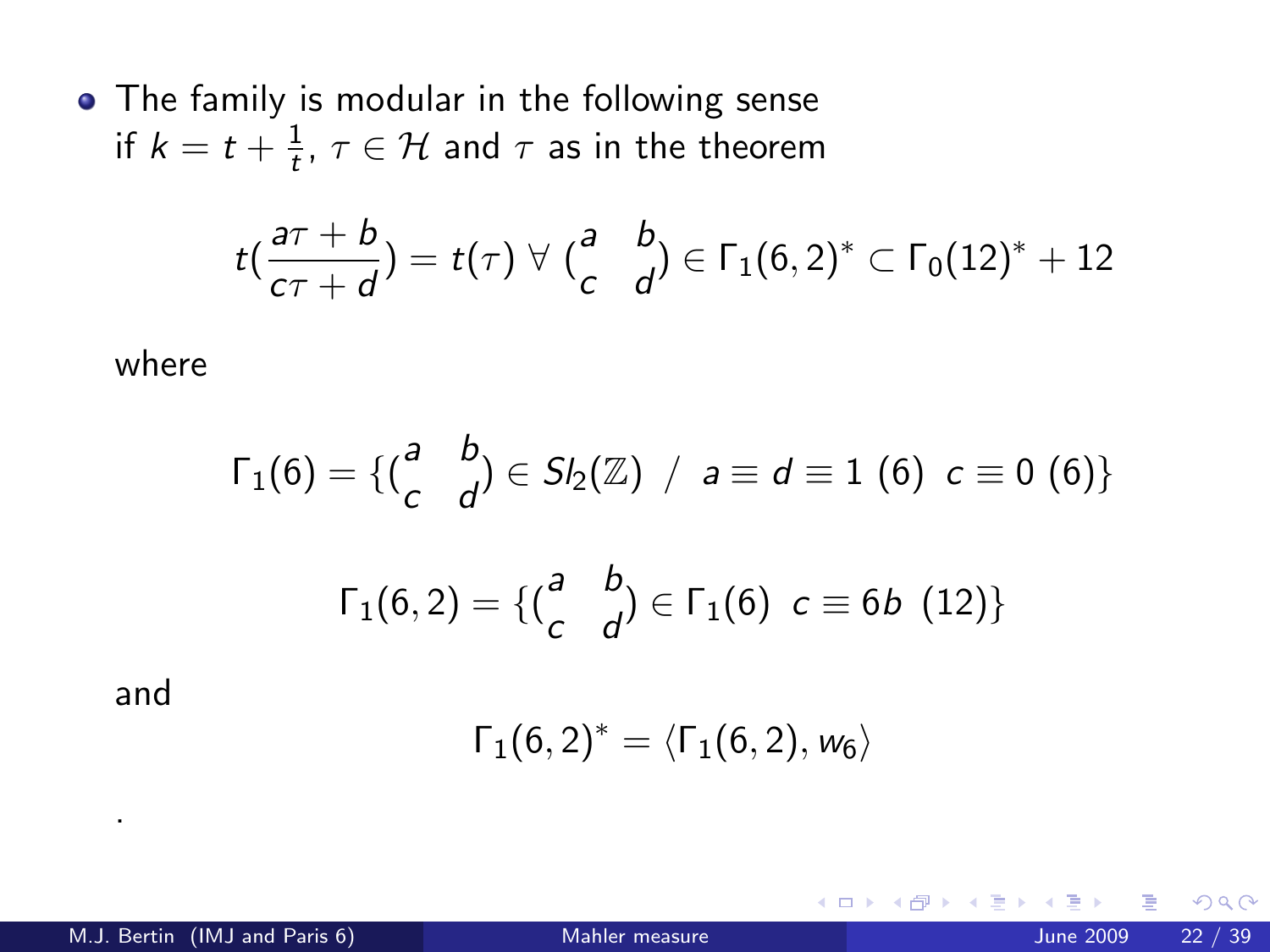- The family is modular in the following sense if $k = t + \frac{1}{t}$, $\tau \in \mathcal{H}$ and $\tau$ as in the theorem

$$t(\frac{a\tau + b}{c\tau + d}) = t(\tau) \; \forall \; (\begin{smallmatrix} a & b \\ c & d \end{smallmatrix}) \in \Gamma_1(6,2)^* \subset \Gamma_0(12)^* + 12$$

where

$$\Gamma_1(6) = \{(\begin{smallmatrix} a & b \\ c & d \end{smallmatrix}) \in Sl_2(\mathbb{Z}) \; / \; a \equiv d \equiv 1 \; (6) \;\; c \equiv 0 \; (6)\}$$

$$\Gamma_1(6,2) = \{(\begin{smallmatrix} a & b \\ c & d \end{smallmatrix}) \in \Gamma_1(6) \;\; c \equiv 6b \;\; (12)\}$$

and

$$\Gamma_1(6,2)^* = \langle \Gamma_1(6,2), w_6 \rangle$$

.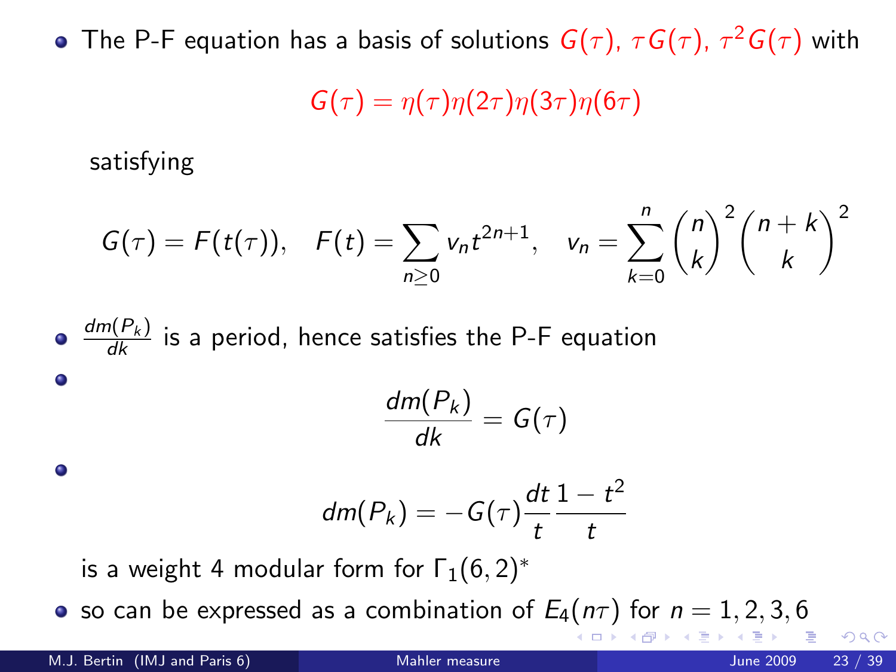- The P-F equation has a basis of solutions $G(\tau)$, $\tau G(\tau)$, $\tau^2 G(\tau)$ with

$$G(\tau) = \eta(\tau)\eta(2\tau)\eta(3\tau)\eta(6\tau)$$

  satisfying

$$G(\tau) = F(t(\tau)), \quad F(t) = \sum_{n \geq 0} v_n t^{2n+1}, \quad v_n = \sum_{k=0}^{n} \binom{n}{k}^2 \binom{n+k}{k}^2$$

- $\frac{dm(P_k)}{dk}$ is a period, hence satisfies the P-F equation

-

$$\frac{dm(P_k)}{dk} = G(\tau)$$

-

$$dm(P_k) = -G(\tau)\frac{dt}{t}\frac{1-t^2}{t}$$

  is a weight 4 modular form for $\Gamma_1(6,2)^*$

- so can be expressed as a combination of $E_4(n\tau)$ for $n = 1, 2, 3, 6$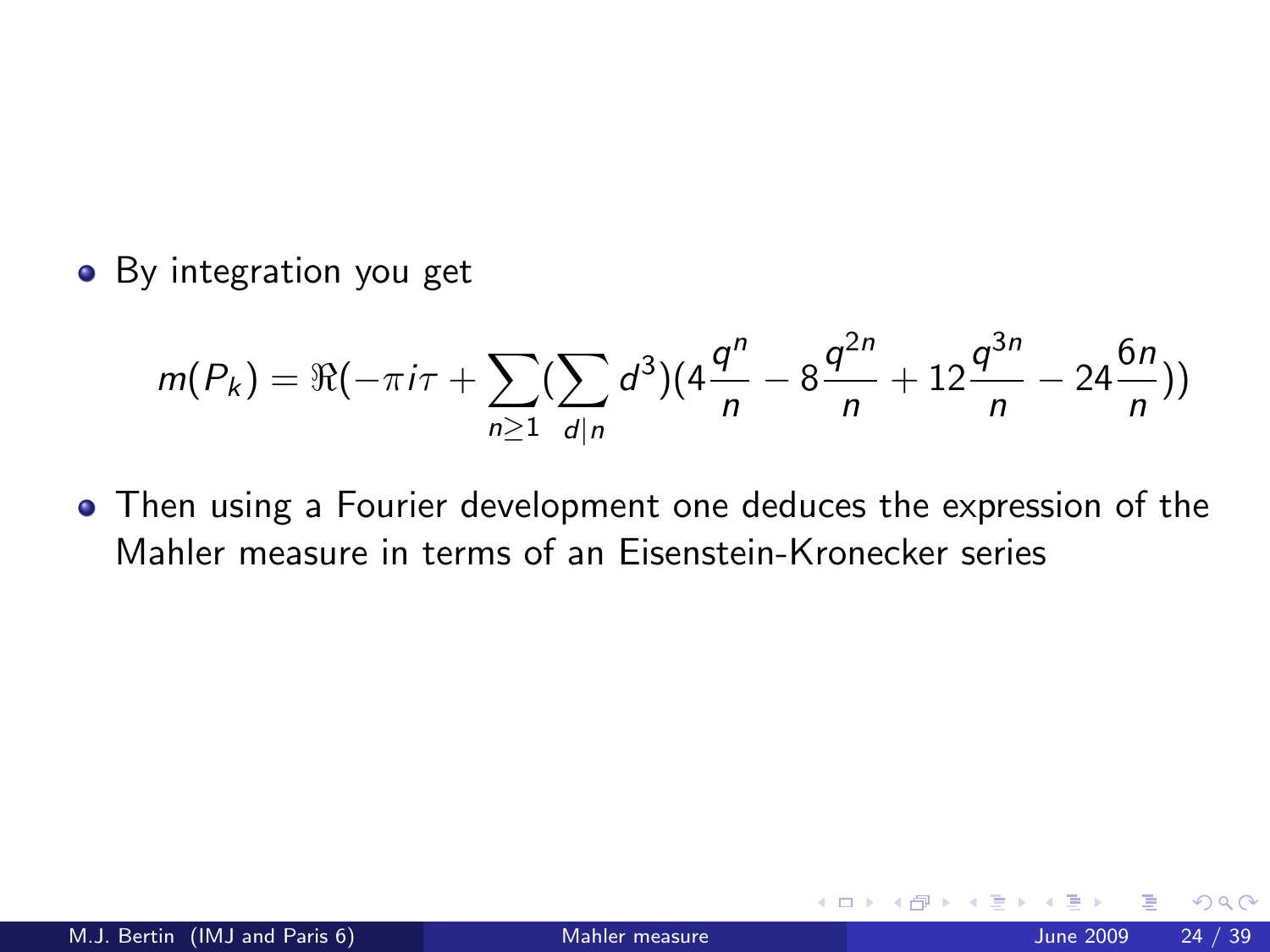- By integration you get

$$m(P_k) = \Re(-\pi i \tau + \sum_{n \geq 1} (\sum_{d|n} d^3)(4\frac{q^n}{n} - 8\frac{q^{2n}}{n} + 12\frac{q^{3n}}{n} - 24\frac{6n}{n}))$$

- Then using a Fourier development one deduces the expression of the Mahler measure in terms of an Eisenstein-Kronecker series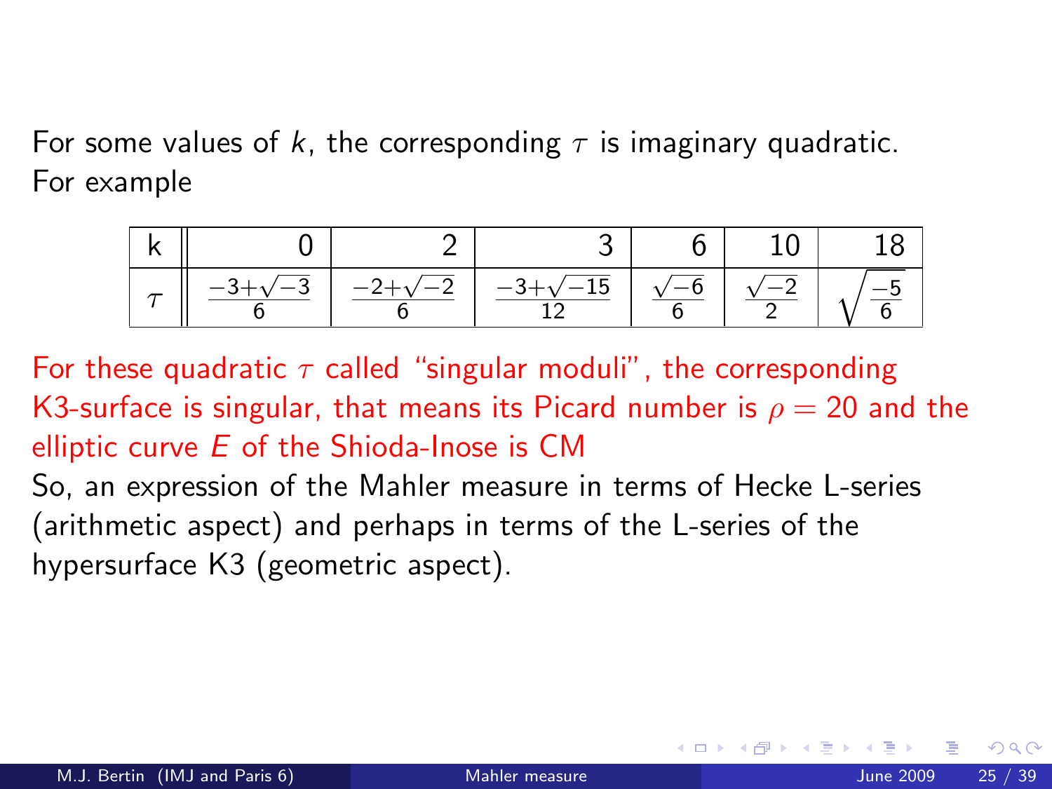For some values of $k$, the corresponding $\tau$ is imaginary quadratic. For example

| k | 0 | 2 | 3 | 6 | 10 | 18 |
|---|---|---|---|---|---|---|
| $\tau$ | $\frac{-3+\sqrt{-3}}{6}$ | $\frac{-2+\sqrt{-2}}{6}$ | $\frac{-3+\sqrt{-15}}{12}$ | $\frac{\sqrt{-6}}{6}$ | $\frac{\sqrt{-2}}{2}$ | $\sqrt{\frac{-5}{6}}$ |

For these quadratic $\tau$ called "singular moduli", the corresponding K3-surface is singular, that means its Picard number is $\rho = 20$ and the elliptic curve $E$ of the Shioda-Inose is CM

So, an expression of the Mahler measure in terms of Hecke L-series (arithmetic aspect) and perhaps in terms of the L-series of the hypersurface K3 (geometric aspect).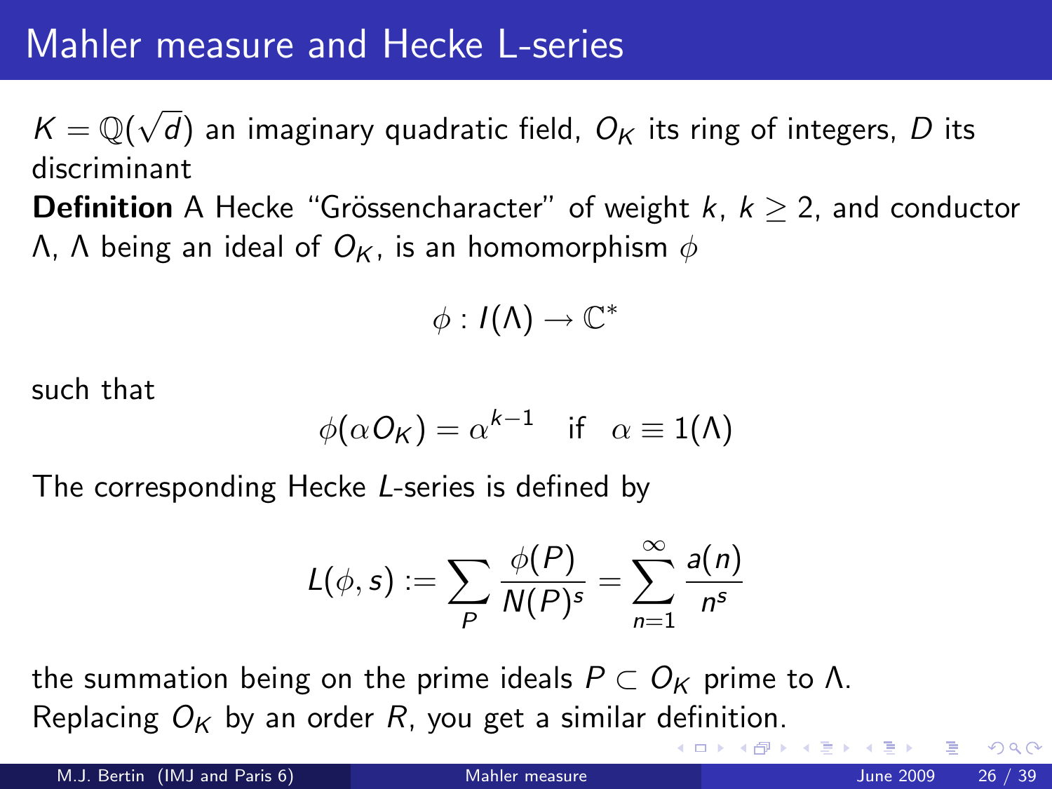# Mahler measure and Hecke L-series

$K = \mathbb{Q}(\sqrt{d})$ an imaginary quadratic field, $O_K$ its ring of integers, $D$ its discriminant

**Definition** A Hecke "Grössencharacter" of weight $k$, $k \geq 2$, and conductor $\Lambda$, $\Lambda$ being an ideal of $O_K$, is an homomorphism $\phi$

$$\phi : I(\Lambda) \to \mathbb{C}^*$$

such that

$$\phi(\alpha O_K) = \alpha^{k-1} \quad \text{if} \quad \alpha \equiv 1(\Lambda)$$

The corresponding Hecke $L$-series is defined by

$$L(\phi, s) := \sum_{P} \frac{\phi(P)}{N(P)^s} = \sum_{n=1}^{\infty} \frac{a(n)}{n^s}$$

the summation being on the prime ideals $P \subset O_K$ prime to $\Lambda$.
Replacing $O_K$ by an order $R$, you get a similar definition.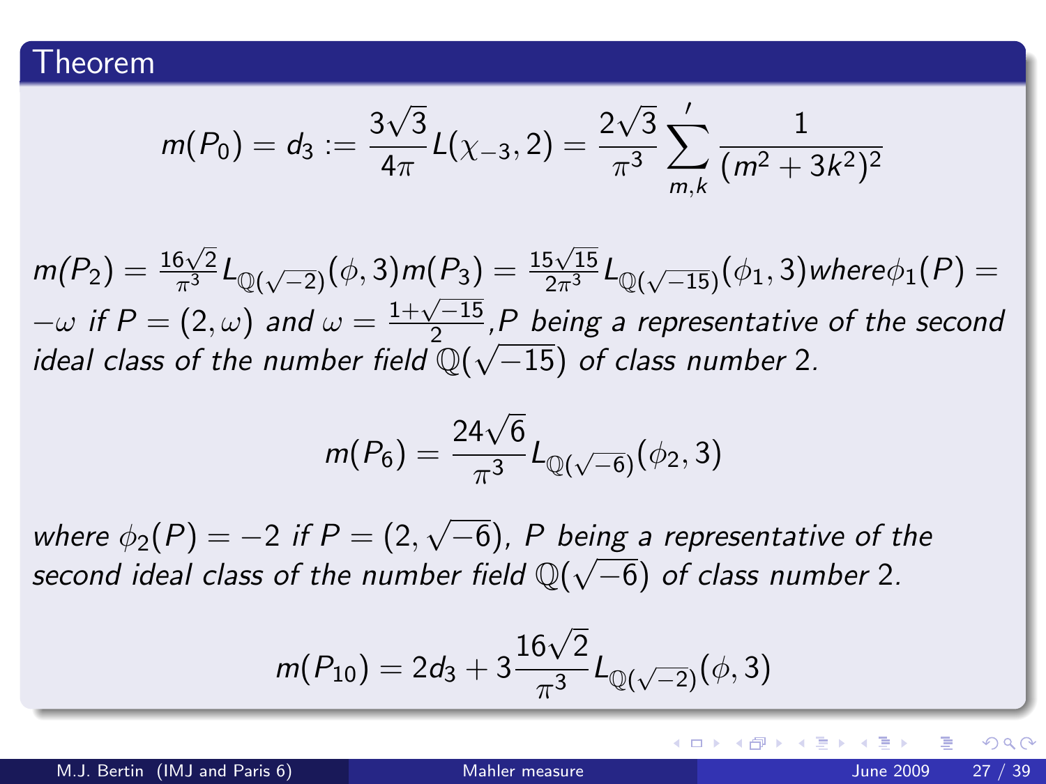## Theorem

$$m(P_0) = d_3 := \frac{3\sqrt{3}}{4\pi} L(\chi_{-3}, 2) = \frac{2\sqrt{3}}{\pi^3} \sum_{m,k}{}' \frac{1}{(m^2 + 3k^2)^2}$$

*$m(P_2) = \frac{16\sqrt{2}}{\pi^3} L_{\mathbb{Q}(\sqrt{-2})}(\phi, 3) m(P_3) = \frac{15\sqrt{15}}{2\pi^3} L_{\mathbb{Q}(\sqrt{-15})}(\phi_1, 3)$ where $\phi_1(P) = -\omega$ if $P = (2, \omega)$ and $\omega = \frac{1+\sqrt{-15}}{2}$, $P$ being a representative of the second ideal class of the number field $\mathbb{Q}(\sqrt{-15})$ of class number 2.*

$$m(P_6) = \frac{24\sqrt{6}}{\pi^3} L_{\mathbb{Q}(\sqrt{-6})}(\phi_2, 3)$$

*where $\phi_2(P) = -2$ if $P = (2, \sqrt{-6})$, $P$ being a representative of the second ideal class of the number field $\mathbb{Q}(\sqrt{-6})$ of class number 2.*

$$m(P_{10}) = 2d_3 + 3\frac{16\sqrt{2}}{\pi^3} L_{\mathbb{Q}(\sqrt{-2})}(\phi, 3)$$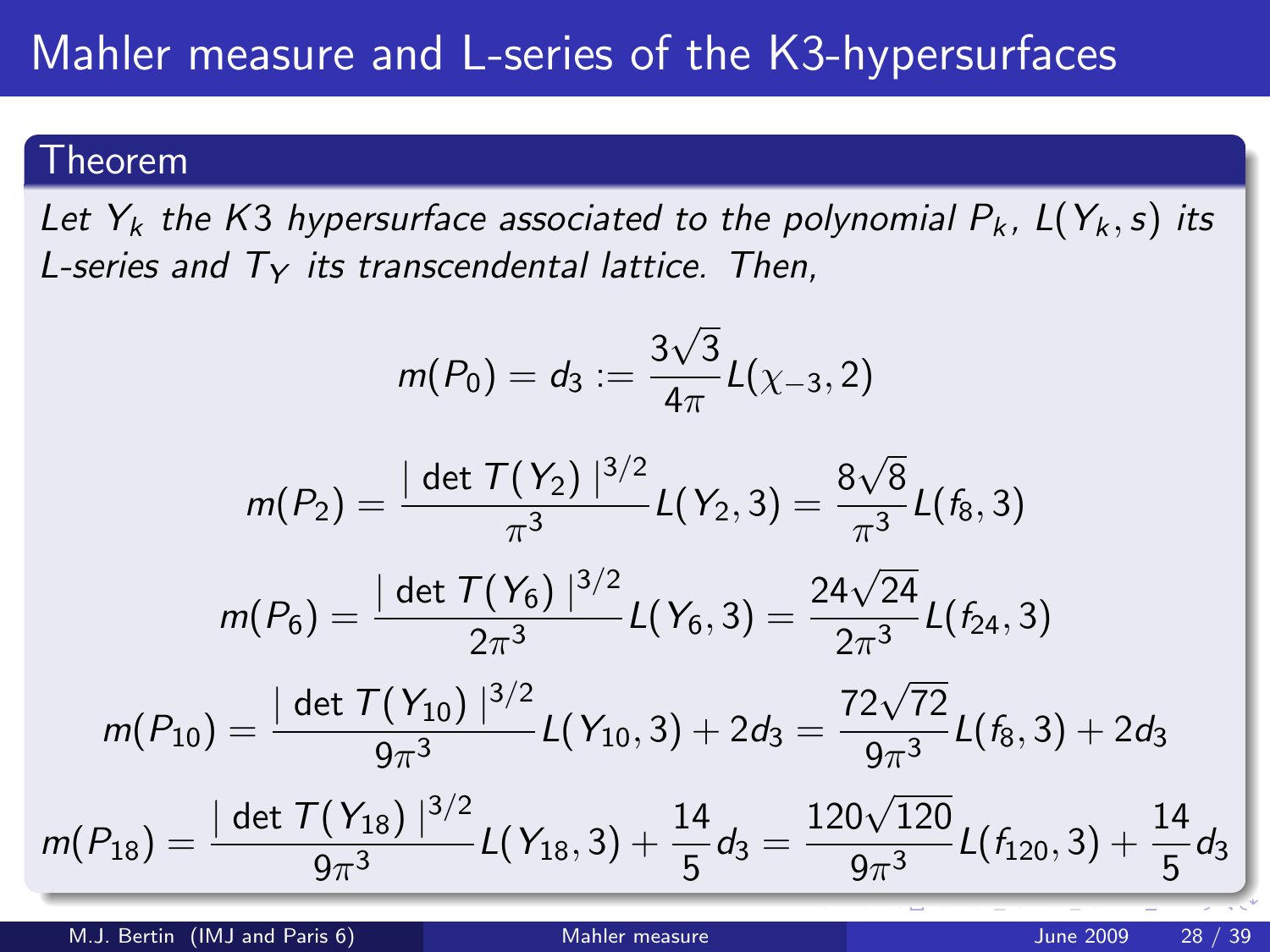# Mahler measure and L-series of the K3-hypersurfaces

**Theorem**

*Let $Y_k$ the K3 hypersurface associated to the polynomial $P_k$, $L(Y_k, s)$ its L-series and $T_Y$ its transcendental lattice. Then,*

$$m(P_0) = d_3 := \frac{3\sqrt{3}}{4\pi} L(\chi_{-3}, 2)$$

$$m(P_2) = \frac{\mid \det T(Y_2) \mid^{3/2}}{\pi^3} L(Y_2, 3) = \frac{8\sqrt{8}}{\pi^3} L(f_8, 3)$$

$$m(P_6) = \frac{\mid \det T(Y_6) \mid^{3/2}}{2\pi^3} L(Y_6, 3) = \frac{24\sqrt{24}}{2\pi^3} L(f_{24}, 3)$$

$$m(P_{10}) = \frac{\mid \det T(Y_{10}) \mid^{3/2}}{9\pi^3} L(Y_{10}, 3) + 2d_3 = \frac{72\sqrt{72}}{9\pi^3} L(f_8, 3) + 2d_3$$

$$m(P_{18}) = \frac{\mid \det T(Y_{18}) \mid^{3/2}}{9\pi^3} L(Y_{18}, 3) + \frac{14}{5} d_3 = \frac{120\sqrt{120}}{9\pi^3} L(f_{120}, 3) + \frac{14}{5} d_3$$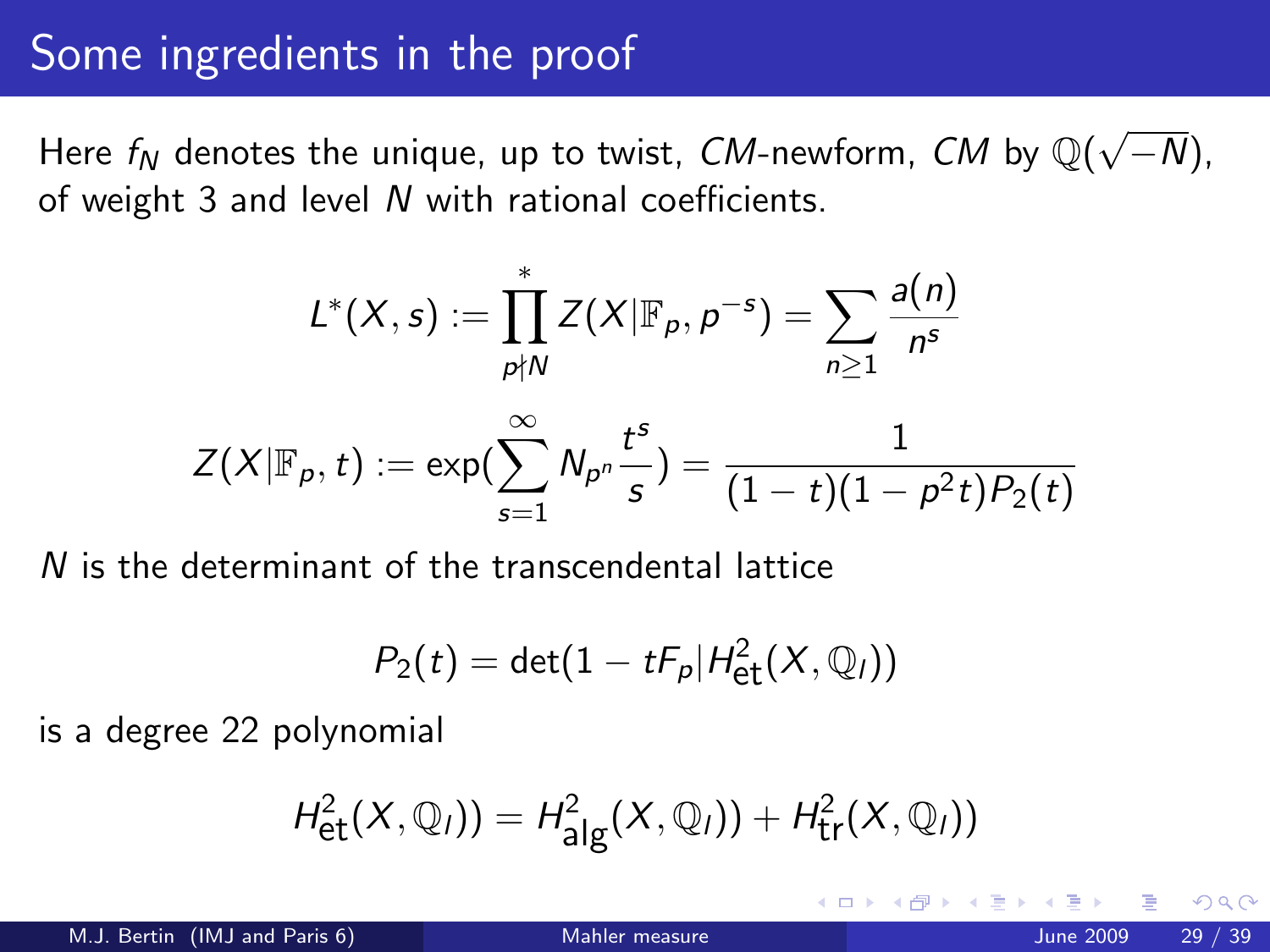# Some ingredients in the proof

Here $f_N$ denotes the unique, up to twist, *CM*-newform, *CM* by $\mathbb{Q}(\sqrt{-N})$, of weight 3 and level $N$ with rational coefficients.

$$L^*(X,s) := \prod_{p \nmid N}^{*} Z(X|\mathbb{F}_p, p^{-s}) = \sum_{n \geq 1} \frac{a(n)}{n^s}$$

$$Z(X|\mathbb{F}_p, t) := \exp\left(\sum_{s=1}^{\infty} N_{p^n} \frac{t^s}{s}\right) = \frac{1}{(1-t)(1-p^2t)P_2(t)}$$

$N$ is the determinant of the transcendental lattice

$$P_2(t) = \det(1 - tF_p | H^2_{\text{et}}(X, \mathbb{Q}_l))$$

is a degree 22 polynomial

$$H^2_{\text{et}}(X, \mathbb{Q}_l)) = H^2_{\text{alg}}(X, \mathbb{Q}_l)) + H^2_{\text{tr}}(X, \mathbb{Q}_l))$$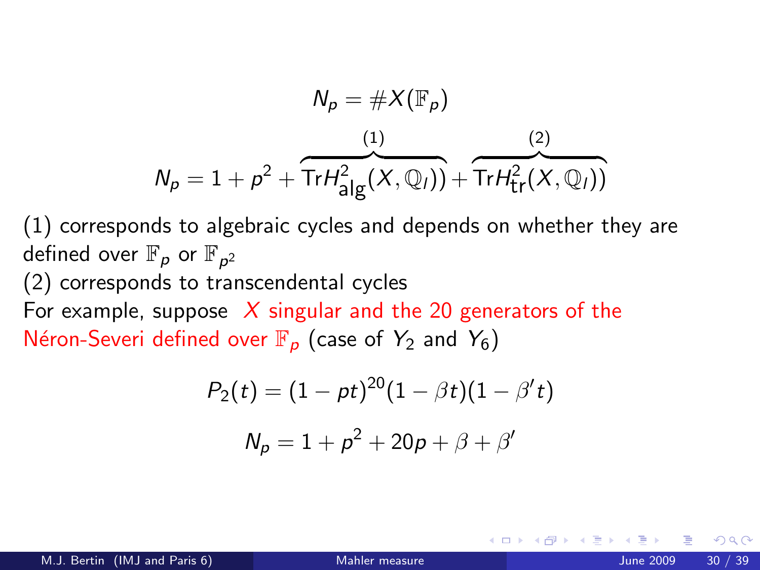$$N_p = \# X(\mathbb{F}_p)$$

$$N_p = 1 + p^2 + \overbrace{\mathrm{Tr} H^2_{\mathrm{alg}}(X, \mathbb{Q}_l))}^{(1)} + \overbrace{\mathrm{Tr} H^2_{\mathrm{tr}}(X, \mathbb{Q}_l))}^{(2)}$$

(1) corresponds to algebraic cycles and depends on whether they are defined over $\mathbb{F}_p$ or $\mathbb{F}_{p^2}$

(2) corresponds to transcendental cycles

For example, suppose $X$ singular and the 20 generators of the Néron-Severi defined over $\mathbb{F}_p$ (case of $Y_2$ and $Y_6$)

$$P_2(t) = (1 - pt)^{20}(1 - \beta t)(1 - \beta' t)$$

$$N_p = 1 + p^2 + 20p + \beta + \beta'$$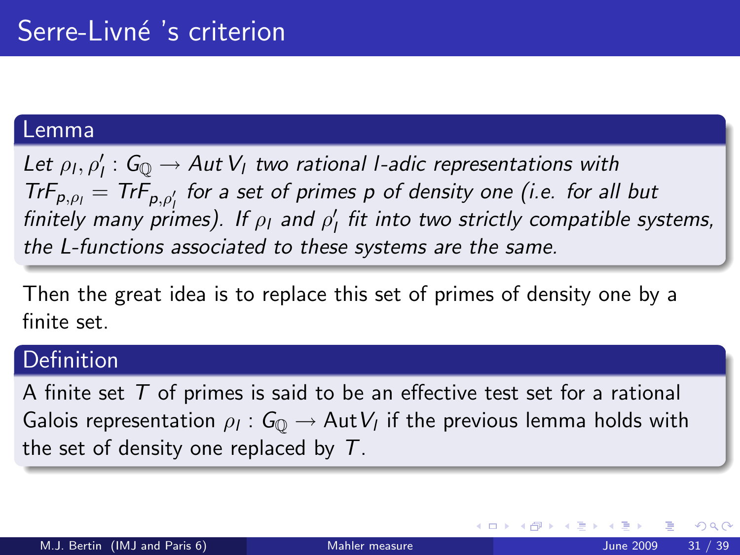# Serre-Livné 's criterion

**Lemma**

*Let $\rho_l, \rho'_l : G_{\mathbb{Q}} \rightarrow Aut\, V_l$ two rational l-adic representations with $TrF_{p,\rho_l} = TrF_{p,\rho'_l}$ for a set of primes p of density one (i.e. for all but finitely many primes). If $\rho_l$ and $\rho'_l$ fit into two strictly compatible systems, the L-functions associated to these systems are the same.*

Then the great idea is to replace this set of primes of density one by a finite set.

**Definition**

A finite set $T$ of primes is said to be an effective test set for a rational Galois representation $\rho_l : G_{\mathbb{Q}} \rightarrow \mathrm{Aut}\, V_l$ if the previous lemma holds with the set of density one replaced by $T$.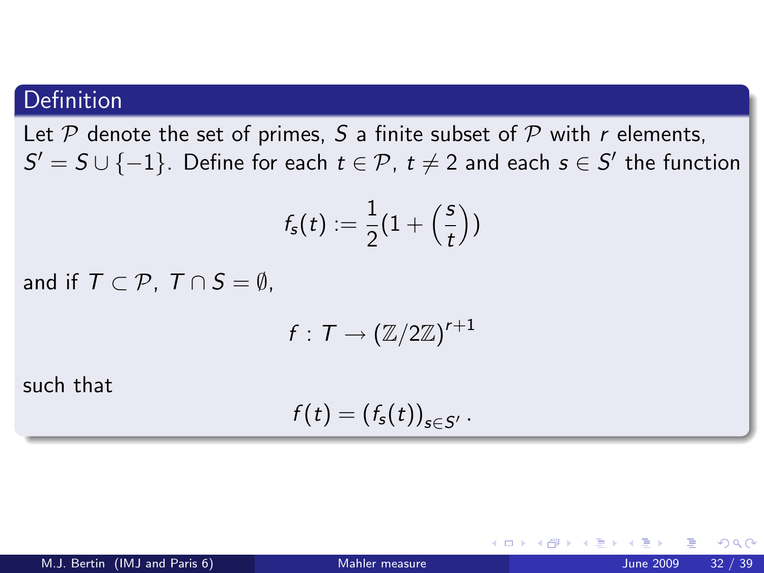## Definition

Let $\mathcal{P}$ denote the set of primes, $S$ a finite subset of $\mathcal{P}$ with $r$ elements, $S' = S \cup \{-1\}$. Define for each $t \in \mathcal{P}$, $t \neq 2$ and each $s \in S'$ the function

$$f_s(t) := \frac{1}{2}(1 + \left(\frac{s}{t}\right))$$

and if $T \subset \mathcal{P}$, $T \cap S = \emptyset$,

$$f : T \to (\mathbb{Z}/2\mathbb{Z})^{r+1}$$

such that

$$f(t) = \left(f_s(t)\right)_{s \in S'}.$$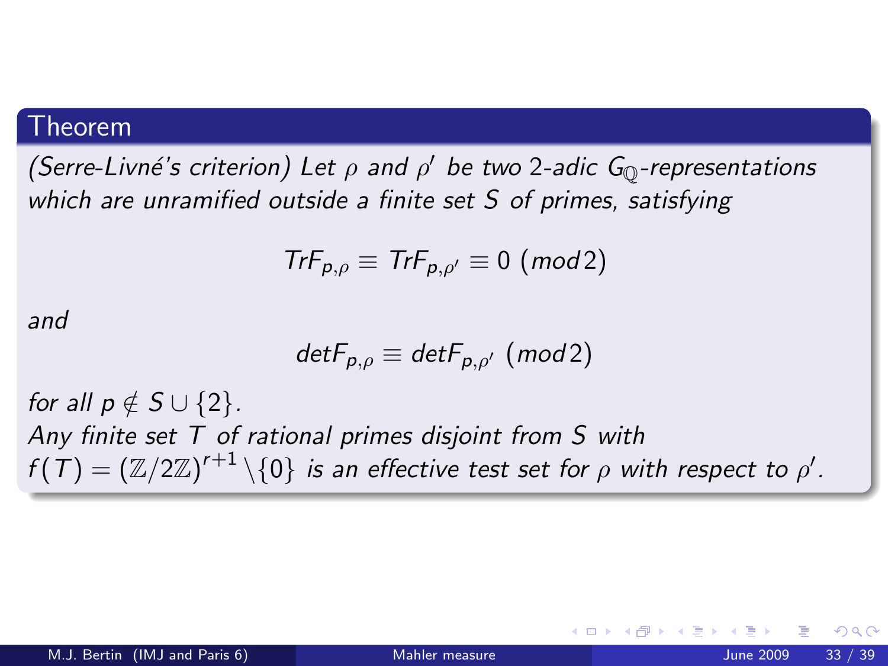### Theorem

*(Serre-Livné's criterion) Let $\rho$ and $\rho'$ be two 2-adic $G_{\mathbb{Q}}$-representations which are unramified outside a finite set $S$ of primes, satisfying*

$$TrF_{p,\rho} \equiv TrF_{p,\rho'} \equiv 0 \ (mod 2)$$

*and*

$$detF_{p,\rho} \equiv detF_{p,\rho'} \ (mod 2)$$

*for all $p \notin S \cup \{2\}$.*
*Any finite set $T$ of rational primes disjoint from $S$ with $f(T) = (\mathbb{Z}/2\mathbb{Z})^{r+1} \setminus \{0\}$ is an effective test set for $\rho$ with respect to $\rho'$.*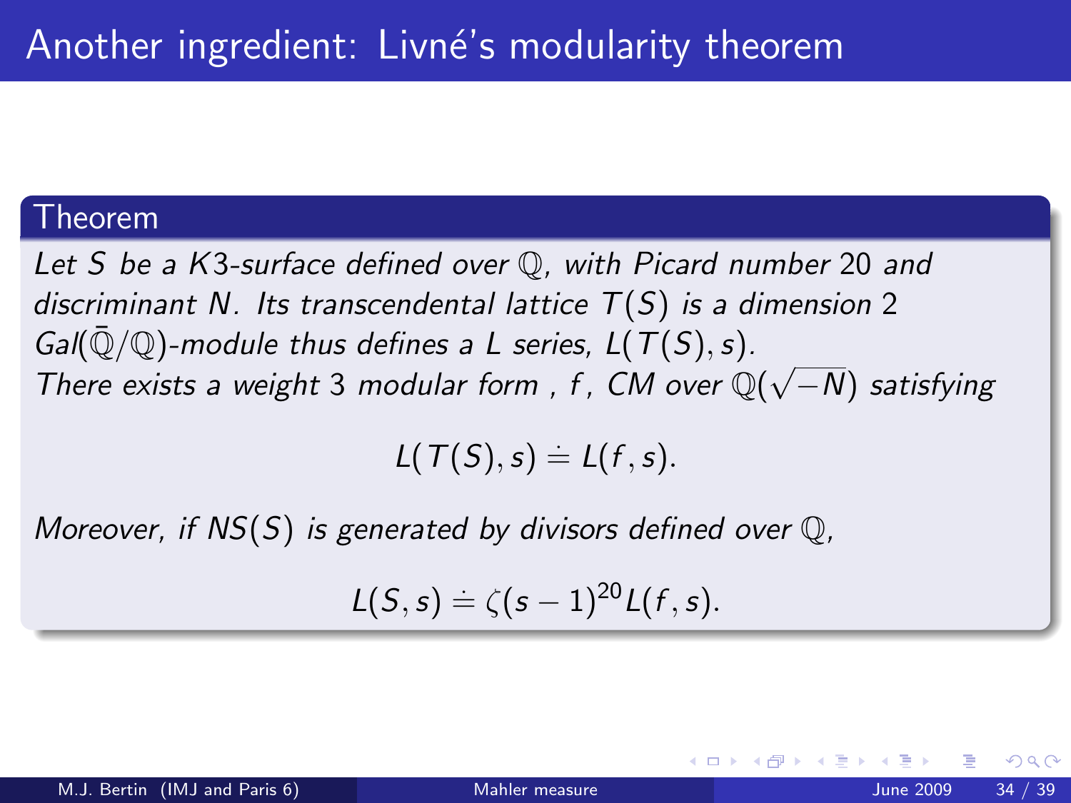# Another ingredient: Livné's modularity theorem

**Theorem**

*Let $S$ be a $K3$-surface defined over $\mathbb{Q}$, with Picard number 20 and discriminant $N$. Its transcendental lattice $T(S)$ is a dimension 2 $Gal(\bar{\mathbb{Q}}/\mathbb{Q})$-module thus defines a L series, $L(T(S), s)$.*
*There exists a weight 3 modular form , $f$, CM over $\mathbb{Q}(\sqrt{-N})$ satisfying*

$$L(T(S), s) \doteq L(f, s).$$

*Moreover, if $NS(S)$ is generated by divisors defined over $\mathbb{Q}$,*

$$L(S, s) \doteq \zeta(s-1)^{20} L(f, s).$$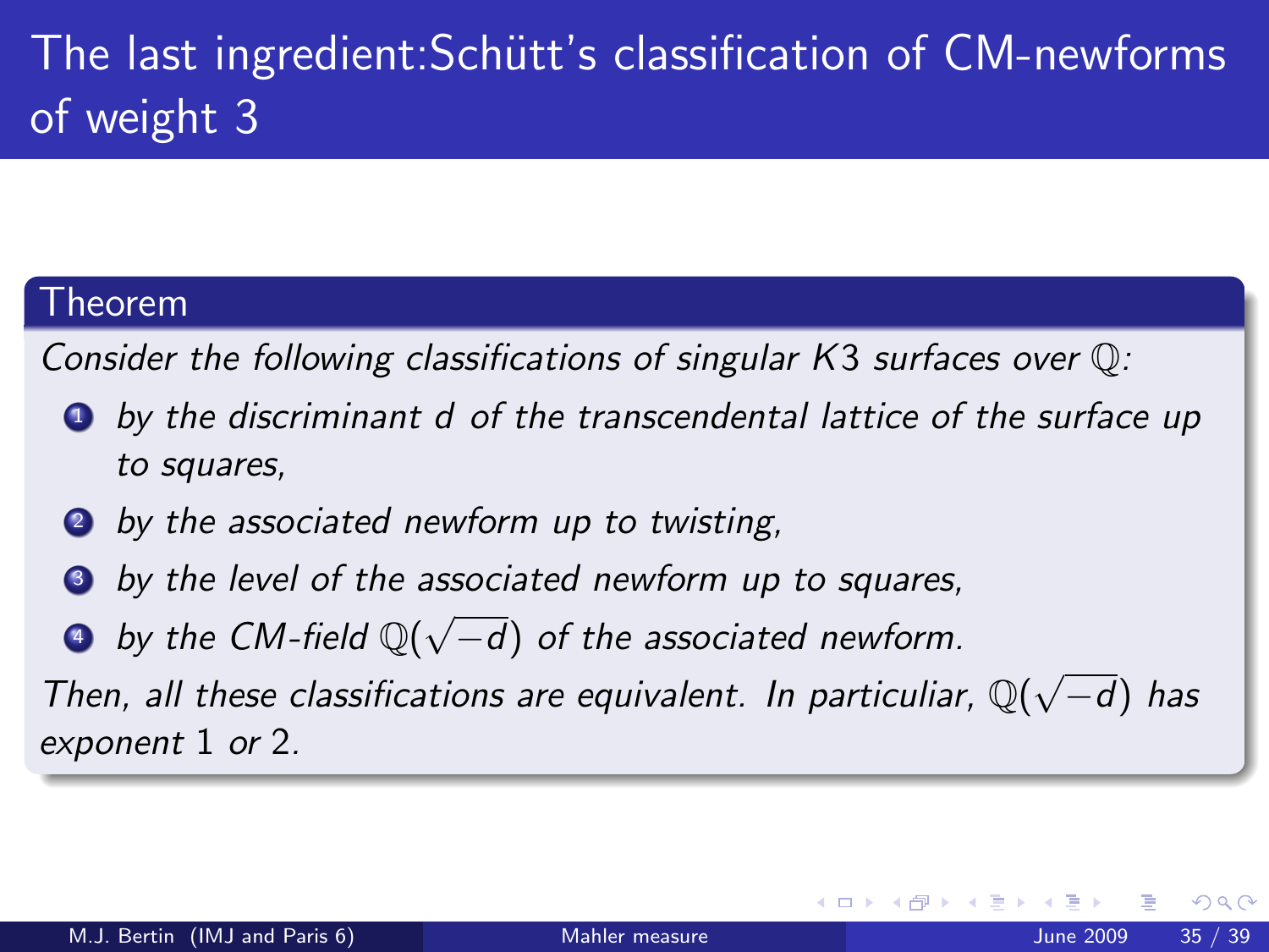# The last ingredient:Schütt's classification of CM-newforms of weight 3

**Theorem**

*Consider the following classifications of singular K3 surfaces over $\mathbb{Q}$:*

1. *by the discriminant $d$ of the transcendental lattice of the surface up to squares,*
2. *by the associated newform up to twisting,*
3. *by the level of the associated newform up to squares,*
4. *by the CM-field $\mathbb{Q}(\sqrt{-d})$ of the associated newform.*

*Then, all these classifications are equivalent. In particuliar, $\mathbb{Q}(\sqrt{-d})$ has exponent 1 or 2.*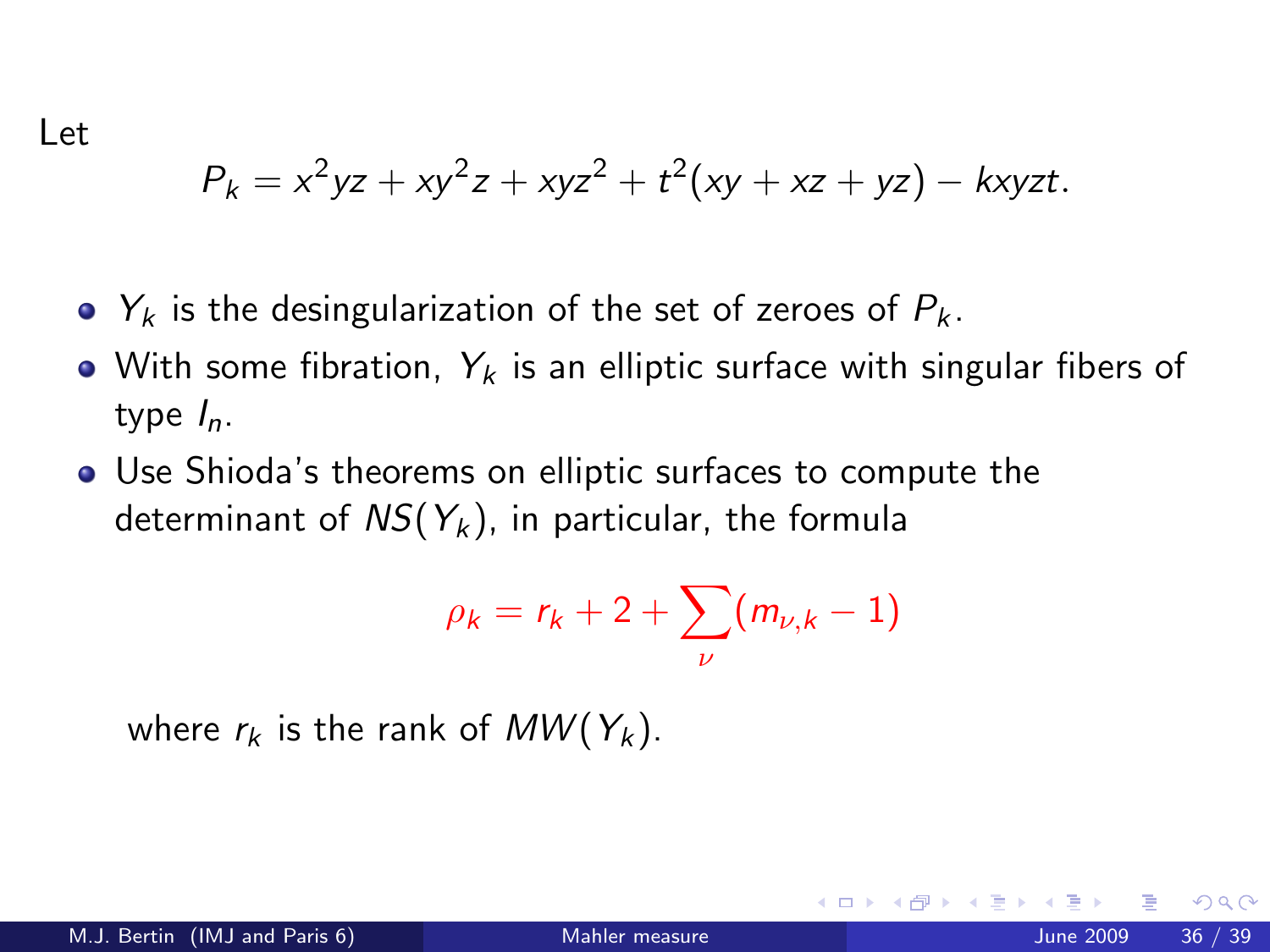Let

$$P_k = x^2yz + xy^2z + xyz^2 + t^2(xy + xz + yz) - kxyzt.$$

- $Y_k$ is the desingularization of the set of zeroes of $P_k$.
- With some fibration, $Y_k$ is an elliptic surface with singular fibers of type $I_n$.
- Use Shioda's theorems on elliptic surfaces to compute the determinant of $NS(Y_k)$, in particular, the formula

$$\rho_k = r_k + 2 + \sum_{\nu} (m_{\nu,k} - 1)$$

  where $r_k$ is the rank of $MW(Y_k)$.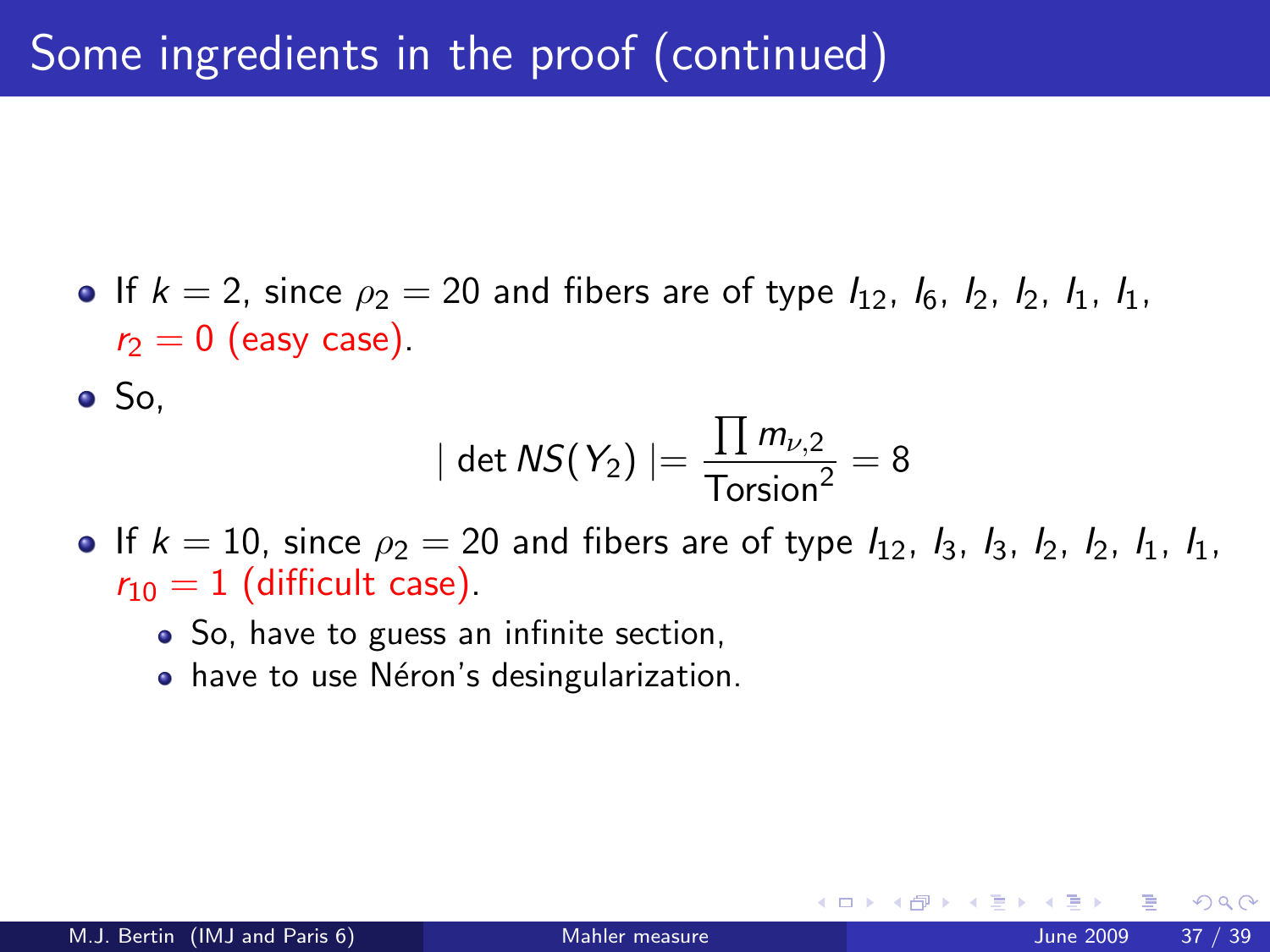# Some ingredients in the proof (continued)

- If $k = 2$, since $\rho_2 = 20$ and fibers are of type $I_{12}$, $I_6$, $I_2$, $I_2$, $I_1$, $I_1$, $r_2 = 0$ (easy case).
- So,

$$| \det NS(Y_2) | = \frac{\prod m_{\nu,2}}{\text{Torsion}^2} = 8$$

- If $k = 10$, since $\rho_2 = 20$ and fibers are of type $I_{12}$, $I_3$, $I_3$, $I_2$, $I_2$, $I_1$, $I_1$, $r_{10} = 1$ (difficult case).
  - So, have to guess an infinite section,
  - have to use Néron's desingularization.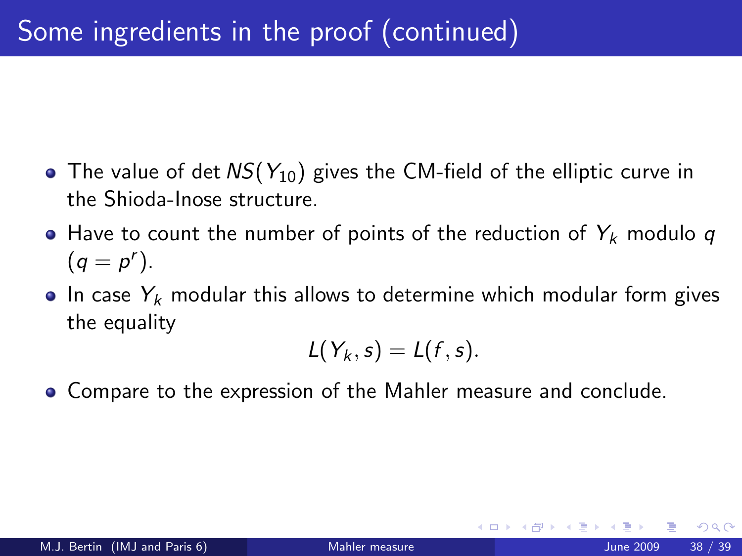# Some ingredients in the proof (continued)

- The value of $\det NS(Y_{10})$ gives the CM-field of the elliptic curve in the Shioda-Inose structure.
- Have to count the number of points of the reduction of $Y_k$ modulo $q$ ($q = p^r$).
- In case $Y_k$ modular this allows to determine which modular form gives the equality

$$L(Y_k, s) = L(f, s).$$

- Compare to the expression of the Mahler measure and conclude.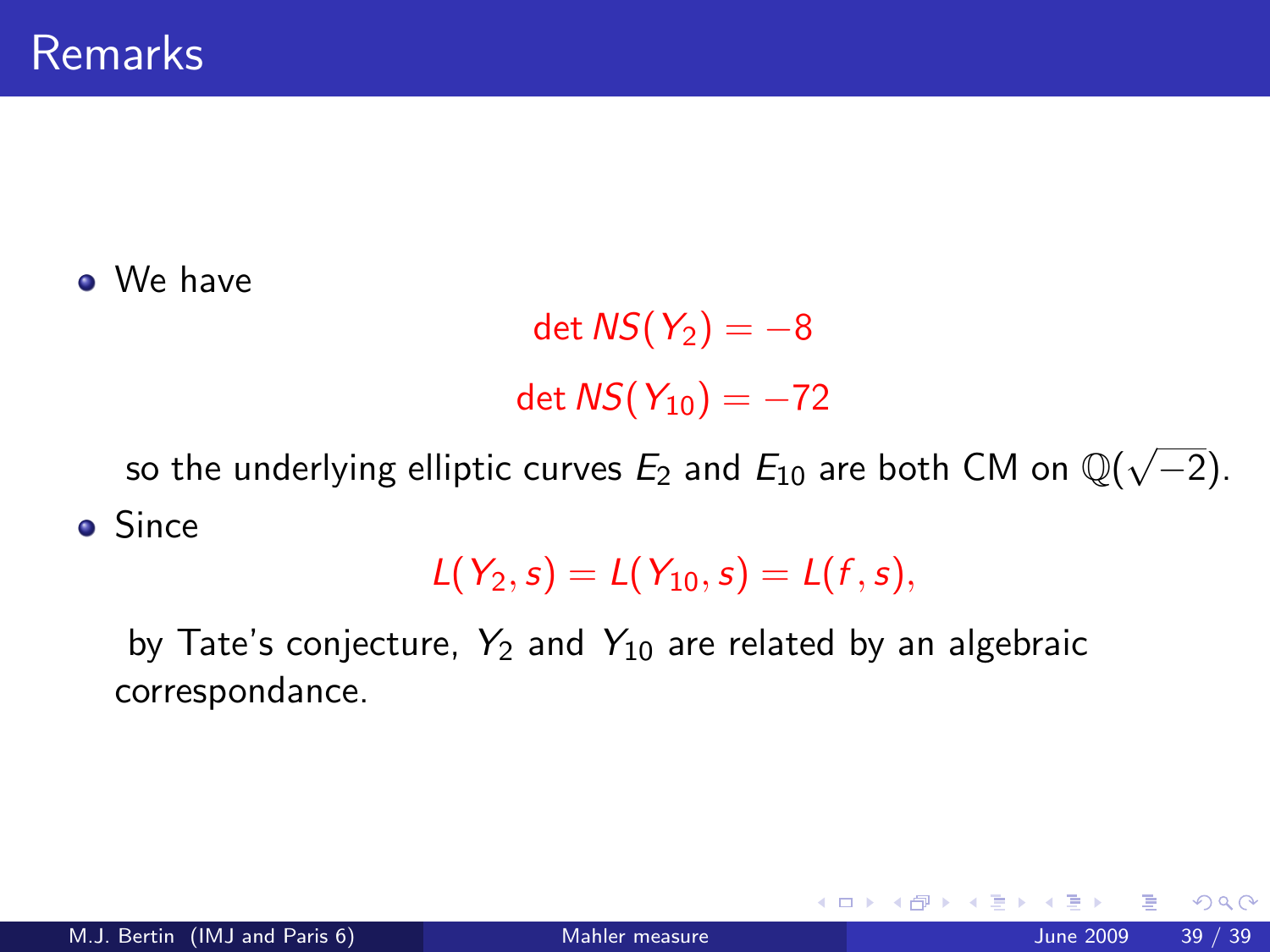# Remarks

- We have

$$\det NS(Y_2) = -8$$

$$\det NS(Y_{10}) = -72$$

so the underlying elliptic curves $E_2$ and $E_{10}$ are both CM on $\mathbb{Q}(\sqrt{-2})$.

- Since

$$L(Y_2, s) = L(Y_{10}, s) = L(f, s),$$

by Tate's conjecture, $Y_2$ and $Y_{10}$ are related by an algebraic correspondance.